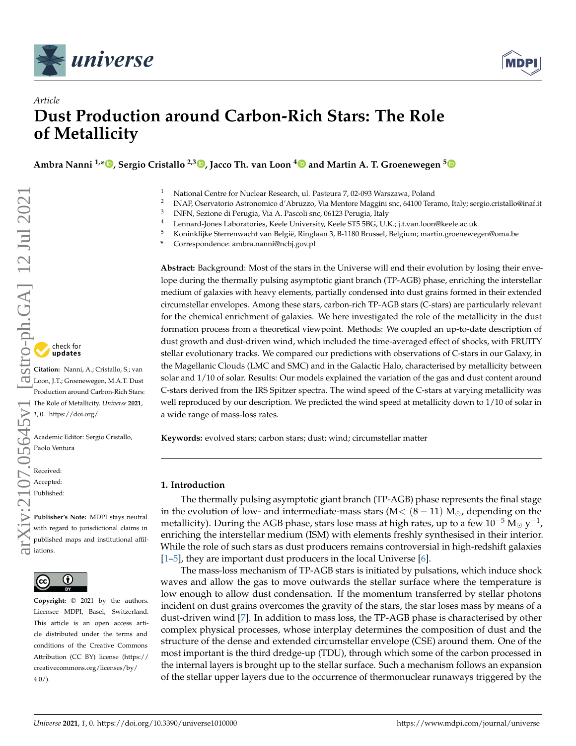*Article*

# Dust Production around Carbon-Rich Stars: The Role of Metallicity

**Ambra Nanni [1,*], Sergio Cristallo [2,3], Jacco Th. van Loon [4] and Martin A. T. Groenewegen [5]**

[1] National Centre for Nuclear Research, ul. Pasteura 7, 02-093 Warszawa, Poland
[2] INAF, Osservatorio Astronomico d'Abruzzo, Via Mentore Maggini snc, 64100 Teramo, Italy; sergio.cristallo@inaf.it
[3] INFN, Sezione di Perugia, Via A. Pascoli snc, 06123 Perugia, Italy
[4] Lennard-Jones Laboratories, Keele University, Keele ST5 5BG, U.K.; j.t.van.loon@keele.ac.uk
[5] Koninklijke Sterrenwacht van België, Ringlaan 3, B-1180 Brussel, Belgium; martin.groenewegen@oma.be
\* Correspondence: ambra.nanni@ncbj.gov.pl

**Citation:** Nanni, A.; Cristallo, S.; van Loon, J.T.; Groenewegen, M.A.T. Dust Production around Carbon-Rich Stars: The Role of Metallicity. *Universe* **2021**, *1*, 0. https://doi.org/

Academic Editor: Sergio Cristallo, Paolo Ventura

Received:
Accepted:
Published:

**Publisher's Note:** MDPI stays neutral with regard to jurisdictional claims in published maps and institutional affiliations.

**Copyright:** © 2021 by the authors. Licensee MDPI, Basel, Switzerland. This article is an open access article distributed under the terms and conditions of the Creative Commons Attribution (CC BY) license (https://creativecommons.org/licenses/by/4.0/).

**Abstract:** Background: Most of the stars in the Universe will end their evolution by losing their envelope during the thermally pulsing asymptotic giant branch (TP-AGB) phase, enriching the interstellar medium of galaxies with heavy elements, partially condensed into dust grains formed in their extended circumstellar envelopes. Among these stars, carbon-rich TP-AGB stars (C-stars) are particularly relevant for the chemical enrichment of galaxies. We here investigated the role of the metallicity in the dust formation process from a theoretical viewpoint. Methods: We coupled an up-to-date description of dust growth and dust-driven wind, which included the time-averaged effect of shocks, with FRUITY stellar evolutionary tracks. We compared our predictions with observations of C-stars in our Galaxy, in the Magellanic Clouds (LMC and SMC) and in the Galactic Halo, characterised by metallicity between solar and 1/10 of solar. Results: Our models explained the variation of the gas and dust content around C-stars derived from the IRS Spitzer spectra. The wind speed of the C-stars at varying metallicity was well reproduced by our description. We predicted the wind speed at metallicity down to 1/10 of solar in a wide range of mass-loss rates.

**Keywords:** evolved stars; carbon stars; dust; wind; circumstellar matter

## 1. Introduction

The thermally pulsing asymptotic giant branch (TP-AGB) phase represents the final stage in the evolution of low- and intermediate-mass stars (M< $(8-11)$ $M_\odot$, depending on the metallicity). During the AGB phase, stars lose mass at high rates, up to a few $10^{-5}$ $M_\odot$ $y^{-1}$, enriching the interstellar medium (ISM) with elements freshly synthesised in their interior. While the role of such stars as dust producers remains controversial in high-redshift galaxies [1–5], they are important dust producers in the local Universe [6].

The mass-loss mechanism of TP-AGB stars is initiated by pulsations, which induce shock waves and allow the gas to move outwards the stellar surface where the temperature is low enough to allow dust condensation. If the momentum transferred by stellar photons incident on dust grains overcomes the gravity of the stars, the star loses mass by means of a dust-driven wind [7]. In addition to mass loss, the TP-AGB phase is characterised by other complex physical processes, whose interplay determines the composition of dust and the structure of the dense and extended circumstellar envelope (CSE) around them. One of the most important is the third dredge-up (TDU), through which some of the carbon processed in the internal layers is brought up to the stellar surface. Such a mechanism follows an expansion of the stellar upper layers due to the occurrence of thermonuclear runaways triggered by the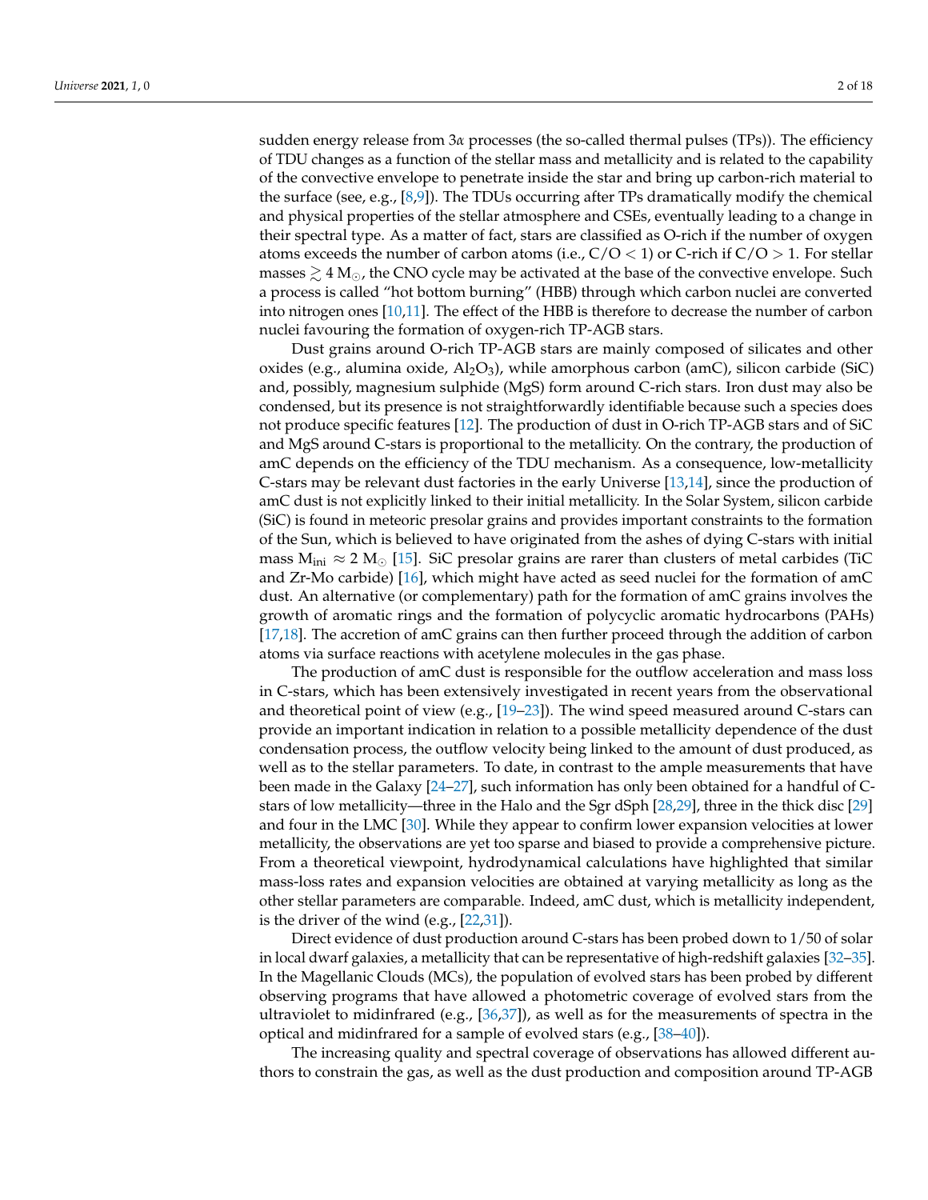sudden energy release from 3$\alpha$ processes (the so-called thermal pulses (TPs)). The efficiency of TDU changes as a function of the stellar mass and metallicity and is related to the capability of the convective envelope to penetrate inside the star and bring up carbon-rich material to the surface (see, e.g., [8,9]). The TDUs occurring after TPs dramatically modify the chemical and physical properties of the stellar atmosphere and CSEs, eventually leading to a change in their spectral type. As a matter of fact, stars are classified as O-rich if the number of oxygen atoms exceeds the number of carbon atoms (i.e., $C/O < 1$) or C-rich if $C/O > 1$. For stellar masses $\gtrsim 4\,M_{\odot}$, the CNO cycle may be activated at the base of the convective envelope. Such a process is called "hot bottom burning" (HBB) through which carbon nuclei are converted into nitrogen ones [10,11]. The effect of the HBB is therefore to decrease the number of carbon nuclei favouring the formation of oxygen-rich TP-AGB stars.

Dust grains around O-rich TP-AGB stars are mainly composed of silicates and other oxides (e.g., alumina oxide, $Al_2O_3$), while amorphous carbon (amC), silicon carbide (SiC) and, possibly, magnesium sulphide (MgS) form around C-rich stars. Iron dust may also be condensed, but its presence is not straightforwardly identifiable because such a species does not produce specific features [12]. The production of dust in O-rich TP-AGB stars and of SiC and MgS around C-stars is proportional to the metallicity. On the contrary, the production of amC depends on the efficiency of the TDU mechanism. As a consequence, low-metallicity C-stars may be relevant dust factories in the early Universe [13,14], since the production of amC dust is not explicitly linked to their initial metallicity. In the Solar System, silicon carbide (SiC) is found in meteoric presolar grains and provides important constraints to the formation of the Sun, which is believed to have originated from the ashes of dying C-stars with initial mass $M_{\rm ini} \approx 2\,M_{\odot}$ [15]. SiC presolar grains are rarer than clusters of metal carbides (TiC and Zr-Mo carbide) [16], which might have acted as seed nuclei for the formation of amC dust. An alternative (or complementary) path for the formation of amC grains involves the growth of aromatic rings and the formation of polycyclic aromatic hydrocarbons (PAHs) [17,18]. The accretion of amC grains can then further proceed through the addition of carbon atoms via surface reactions with acetylene molecules in the gas phase.

The production of amC dust is responsible for the outflow acceleration and mass loss in C-stars, which has been extensively investigated in recent years from the observational and theoretical point of view (e.g., [19–23]). The wind speed measured around C-stars can provide an important indication in relation to a possible metallicity dependence of the dust condensation process, the outflow velocity being linked to the amount of dust produced, as well as to the stellar parameters. To date, in contrast to the ample measurements that have been made in the Galaxy [24–27], such information has only been obtained for a handful of C-stars of low metallicity—three in the Halo and the Sgr dSph [28,29], three in the thick disc [29] and four in the LMC [30]. While they appear to confirm lower expansion velocities at lower metallicity, the observations are yet too sparse and biased to provide a comprehensive picture. From a theoretical viewpoint, hydrodynamical calculations have highlighted that similar mass-loss rates and expansion velocities are obtained at varying metallicity as long as the other stellar parameters are comparable. Indeed, amC dust, which is metallicity independent, is the driver of the wind (e.g., [22,31]).

Direct evidence of dust production around C-stars has been probed down to 1/50 of solar in local dwarf galaxies, a metallicity that can be representative of high-redshift galaxies [32–35]. In the Magellanic Clouds (MCs), the population of evolved stars has been probed by different observing programs that have allowed a photometric coverage of evolved stars from the ultraviolet to midinfrared (e.g., [36,37]), as well as for the measurements of spectra in the optical and midinfrared for a sample of evolved stars (e.g., [38–40]).

The increasing quality and spectral coverage of observations has allowed different authors to constrain the gas, as well as the dust production and composition around TP-AGB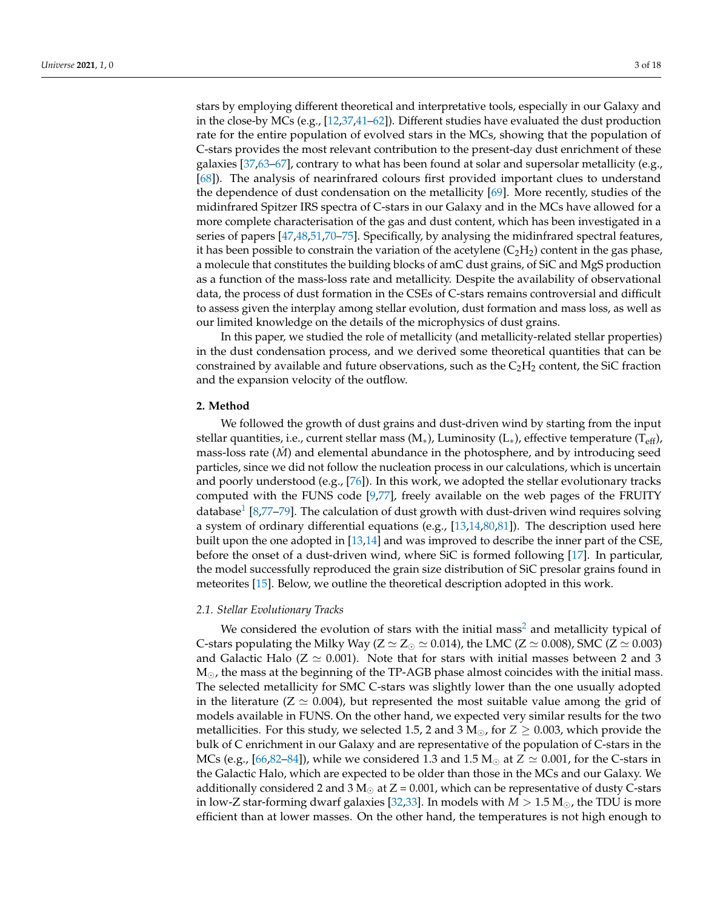stars by employing different theoretical and interpretative tools, especially in our Galaxy and in the close-by MCs (e.g., [12,37,41–62]). Different studies have evaluated the dust production rate for the entire population of evolved stars in the MCs, showing that the population of C-stars provides the most relevant contribution to the present-day dust enrichment of these galaxies [37,63–67], contrary to what has been found at solar and supersolar metallicity (e.g., [68]). The analysis of nearinfrared colours first provided important clues to understand the dependence of dust condensation on the metallicity [69]. More recently, studies of the midinfrared Spitzer IRS spectra of C-stars in our Galaxy and in the MCs have allowed for a more complete characterisation of the gas and dust content, which has been investigated in a series of papers [47,48,51,70–75]. Specifically, by analysing the midinfrared spectral features, it has been possible to constrain the variation of the acetylene ($C_2H_2$) content in the gas phase, a molecule that constitutes the building blocks of amC dust grains, of SiC and MgS production as a function of the mass-loss rate and metallicity. Despite the availability of observational data, the process of dust formation in the CSEs of C-stars remains controversial and difficult to assess given the interplay among stellar evolution, dust formation and mass loss, as well as our limited knowledge on the details of the microphysics of dust grains.

In this paper, we studied the role of metallicity (and metallicity-related stellar properties) in the dust condensation process, and we derived some theoretical quantities that can be constrained by available and future observations, such as the $C_2H_2$ content, the SiC fraction and the expansion velocity of the outflow.

## 2. Method

We followed the growth of dust grains and dust-driven wind by starting from the input stellar quantities, i.e., current stellar mass ($M_*$), Luminosity ($L_*$), effective temperature ($T_{eff}$), mass-loss rate ($\dot{M}$) and elemental abundance in the photosphere, and by introducing seed particles, since we did not follow the nucleation process in our calculations, which is uncertain and poorly understood (e.g., [76]). In this work, we adopted the stellar evolutionary tracks computed with the FUNS code [9,77], freely available on the web pages of the FRUITY database[1] [8,77–79]. The calculation of dust growth with dust-driven wind requires solving a system of ordinary differential equations (e.g., [13,14,80,81]). The description used here built upon the one adopted in [13,14] and was improved to describe the inner part of the CSE, before the onset of a dust-driven wind, where SiC is formed following [17]. In particular, the model successfully reproduced the grain size distribution of SiC presolar grains found in meteorites [15]. Below, we outline the theoretical description adopted in this work.

### *2.1. Stellar Evolutionary Tracks*

We considered the evolution of stars with the initial mass[2] and metallicity typical of C-stars populating the Milky Way ($Z \simeq Z_\odot \simeq 0.014$), the LMC ($Z \simeq 0.008$), SMC ($Z \simeq 0.003$) and Galactic Halo ($Z \simeq 0.001$). Note that for stars with initial masses between 2 and 3 $M_\odot$, the mass at the beginning of the TP-AGB phase almost coincides with the initial mass. The selected metallicity for SMC C-stars was slightly lower than the one usually adopted in the literature ($Z \simeq 0.004$), but represented the most suitable value among the grid of models available in FUNS. On the other hand, we expected very similar results for the two metallicities. For this study, we selected 1.5, 2 and 3 $M_\odot$, for $Z \geq 0.003$, which provide the bulk of C enrichment in our Galaxy and are representative of the population of C-stars in the MCs (e.g., [66,82–84]), while we considered 1.3 and 1.5 $M_\odot$ at $Z \simeq 0.001$, for the C-stars in the Galactic Halo, which are expected to be older than those in the MCs and our Galaxy. We additionally considered 2 and 3 $M_\odot$ at Z = 0.001, which can be representative of dusty C-stars in low-Z star-forming dwarf galaxies [32,33]. In models with $M > 1.5\,M_\odot$, the TDU is more efficient than at lower masses. On the other hand, the temperatures is not high enough to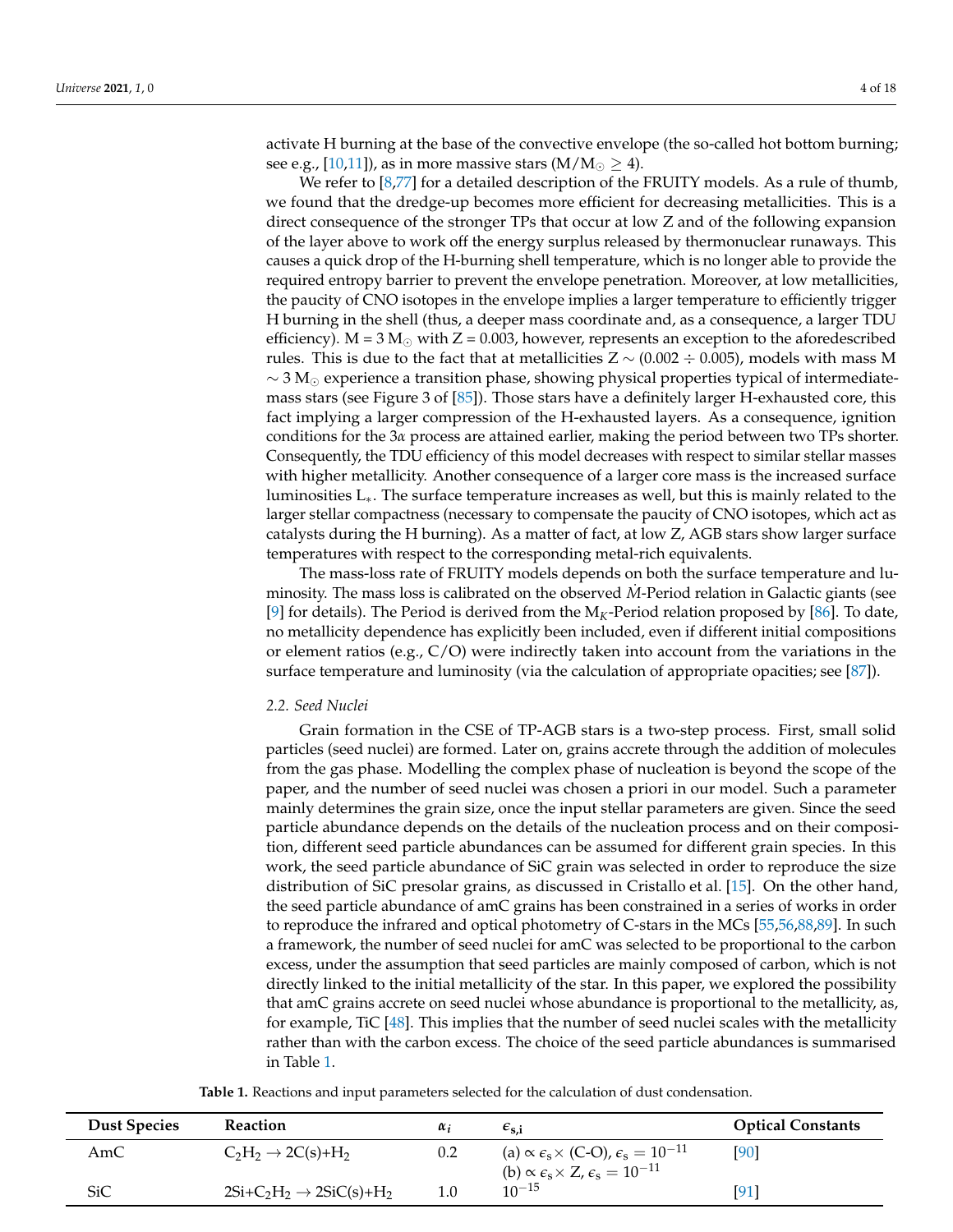activate H burning at the base of the convective envelope (the so-called hot bottom burning; see e.g., [10,11]), as in more massive stars ($M/M_\odot \geq 4$).

We refer to [8,77] for a detailed description of the FRUITY models. As a rule of thumb, we found that the dredge-up becomes more efficient for decreasing metallicities. This is a direct consequence of the stronger TPs that occur at low Z and of the following expansion of the layer above to work off the energy surplus released by thermonuclear runaways. This causes a quick drop of the H-burning shell temperature, which is no longer able to provide the required entropy barrier to prevent the envelope penetration. Moreover, at low metallicities, the paucity of CNO isotopes in the envelope implies a larger temperature to efficiently trigger H burning in the shell (thus, a deeper mass coordinate and, as a consequence, a larger TDU efficiency). M = 3 $M_\odot$ with Z = 0.003, however, represents an exception to the aforedescribed rules. This is due to the fact that at metallicities Z $\sim$ (0.002 $\div$ 0.005), models with mass M $\sim$ 3 $M_\odot$ experience a transition phase, showing physical properties typical of intermediate-mass stars (see Figure 3 of [85]). Those stars have a definitely larger H-exhausted core, this fact implying a larger compression of the H-exhausted layers. As a consequence, ignition conditions for the 3$\alpha$ process are attained earlier, making the period between two TPs shorter. Consequently, the TDU efficiency of this model decreases with respect to similar stellar masses with higher metallicity. Another consequence of a larger core mass is the increased surface luminosities $L_*$. The surface temperature increases as well, but this is mainly related to the larger stellar compactness (necessary to compensate the paucity of CNO isotopes, which act as catalysts during the H burning). As a matter of fact, at low Z, AGB stars show larger surface temperatures with respect to the corresponding metal-rich equivalents.

The mass-loss rate of FRUITY models depends on both the surface temperature and luminosity. The mass loss is calibrated on the observed $\dot{M}$-Period relation in Galactic giants (see [9] for details). The Period is derived from the $M_K$-Period relation proposed by [86]. To date, no metallicity dependence has explicitly been included, even if different initial compositions or element ratios (e.g., C/O) were indirectly taken into account from the variations in the surface temperature and luminosity (via the calculation of appropriate opacities; see [87]).

### 2.2. Seed Nuclei

Grain formation in the CSE of TP-AGB stars is a two-step process. First, small solid particles (seed nuclei) are formed. Later on, grains accrete through the addition of molecules from the gas phase. Modelling the complex phase of nucleation is beyond the scope of the paper, and the number of seed nuclei was chosen a priori in our model. Such a parameter mainly determines the grain size, once the input stellar parameters are given. Since the seed particle abundance depends on the details of the nucleation process and on their composition, different seed particle abundances can be assumed for different grain species. In this work, the seed particle abundance of SiC grain was selected in order to reproduce the size distribution of SiC presolar grains, as discussed in Cristallo et al. [15]. On the other hand, the seed particle abundance of amC grains has been constrained in a series of works in order to reproduce the infrared and optical photometry of C-stars in the MCs [55,56,88,89]. In such a framework, the number of seed nuclei for amC was selected to be proportional to the carbon excess, under the assumption that seed particles are mainly composed of carbon, which is not directly linked to the initial metallicity of the star. In this paper, we explored the possibility that amC grains accrete on seed nuclei whose abundance is proportional to the metallicity, as, for example, TiC [48]. This implies that the number of seed nuclei scales with the metallicity rather than with the carbon excess. The choice of the seed particle abundances is summarised in Table 1.

**Table 1.** Reactions and input parameters selected for the calculation of dust condensation.

| Dust Species | Reaction | $\alpha_i$ | $\epsilon_{s,i}$ | Optical Constants |
|---|---|---|---|---|
| AmC | $C_2H_2 \rightarrow 2C(s)+H_2$ | 0.2 | (a) $\propto \epsilon_s \times$ (C-O), $\epsilon_s = 10^{-11}$ <br> (b) $\propto \epsilon_s \times$ Z, $\epsilon_s = 10^{-11}$ | [90] |
| SiC | $2Si+C_2H_2 \rightarrow 2SiC(s)+H_2$ | 1.0 | $10^{-15}$ | [91] |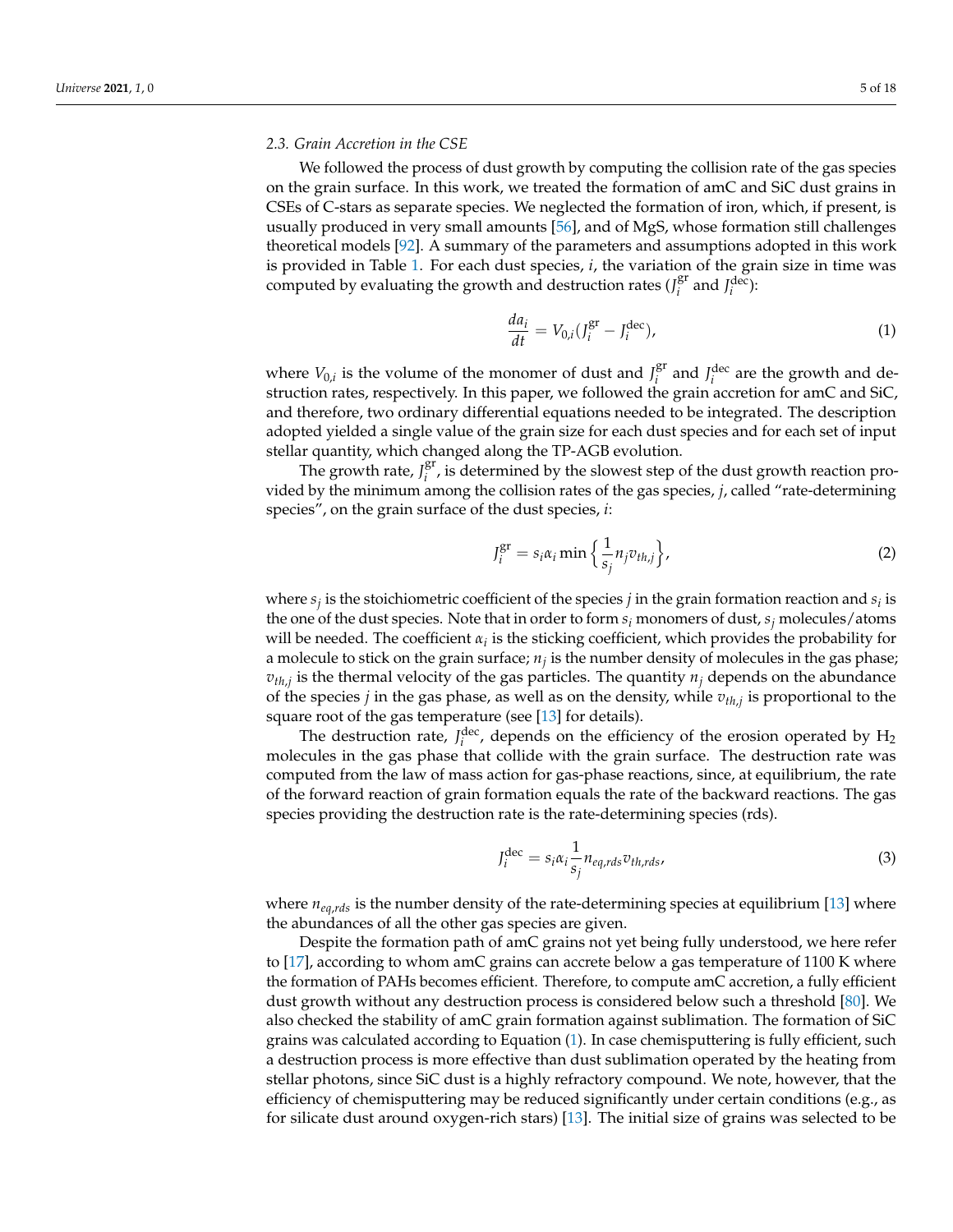### 2.3. Grain Accretion in the CSE

We followed the process of dust growth by computing the collision rate of the gas species on the grain surface. In this work, we treated the formation of amC and SiC dust grains in CSEs of C-stars as separate species. We neglected the formation of iron, which, if present, is usually produced in very small amounts [56], and of MgS, whose formation still challenges theoretical models [92]. A summary of the parameters and assumptions adopted in this work is provided in Table 1. For each dust species, $i$, the variation of the grain size in time was computed by evaluating the growth and destruction rates ($J_i^{\rm gr}$ and $J_i^{\rm dec}$):

$$\frac{da_i}{dt} = V_{0,i}(J_i^{\rm gr} - J_i^{\rm dec}), \tag{1}$$

where $V_{0,i}$ is the volume of the monomer of dust and $J_i^{\rm gr}$ and $J_i^{\rm dec}$ are the growth and destruction rates, respectively. In this paper, we followed the grain accretion for amC and SiC, and therefore, two ordinary differential equations needed to be integrated. The description adopted yielded a single value of the grain size for each dust species and for each set of input stellar quantity, which changed along the TP-AGB evolution.

The growth rate, $J_i^{\rm gr}$, is determined by the slowest step of the dust growth reaction provided by the minimum among the collision rates of the gas species, $j$, called "rate-determining species", on the grain surface of the dust species, $i$:

$$J_i^{\rm gr} = s_i \alpha_i \min\left\{\frac{1}{s_j} n_j v_{th,j}\right\}, \tag{2}$$

where $s_j$ is the stoichiometric coefficient of the species $j$ in the grain formation reaction and $s_i$ is the one of the dust species. Note that in order to form $s_i$ monomers of dust, $s_j$ molecules/atoms will be needed. The coefficient $\alpha_i$ is the sticking coefficient, which provides the probability for a molecule to stick on the grain surface; $n_j$ is the number density of molecules in the gas phase; $v_{th,j}$ is the thermal velocity of the gas particles. The quantity $n_j$ depends on the abundance of the species $j$ in the gas phase, as well as on the density, while $v_{th,j}$ is proportional to the square root of the gas temperature (see [13] for details).

The destruction rate, $J_i^{\rm dec}$, depends on the efficiency of the erosion operated by $H_2$ molecules in the gas phase that collide with the grain surface. The destruction rate was computed from the law of mass action for gas-phase reactions, since, at equilibrium, the rate of the forward reaction of grain formation equals the rate of the backward reactions. The gas species providing the destruction rate is the rate-determining species (rds).

$$J_i^{\rm dec} = s_i \alpha_i \frac{1}{s_j} n_{eq,rds} v_{th,rds}, \tag{3}$$

where $n_{eq,rds}$ is the number density of the rate-determining species at equilibrium [13] where the abundances of all the other gas species are given.

Despite the formation path of amC grains not yet being fully understood, we here refer to [17], according to whom amC grains can accrete below a gas temperature of 1100 K where the formation of PAHs becomes efficient. Therefore, to compute amC accretion, a fully efficient dust growth without any destruction process is considered below such a threshold [80]. We also checked the stability of amC grain formation against sublimation. The formation of SiC grains was calculated according to Equation (1). In case chemisputtering is fully efficient, such a destruction process is more effective than dust sublimation operated by the heating from stellar photons, since SiC dust is a highly refractory compound. We note, however, that the efficiency of chemisputtering may be reduced significantly under certain conditions (e.g., as for silicate dust around oxygen-rich stars) [13]. The initial size of grains was selected to be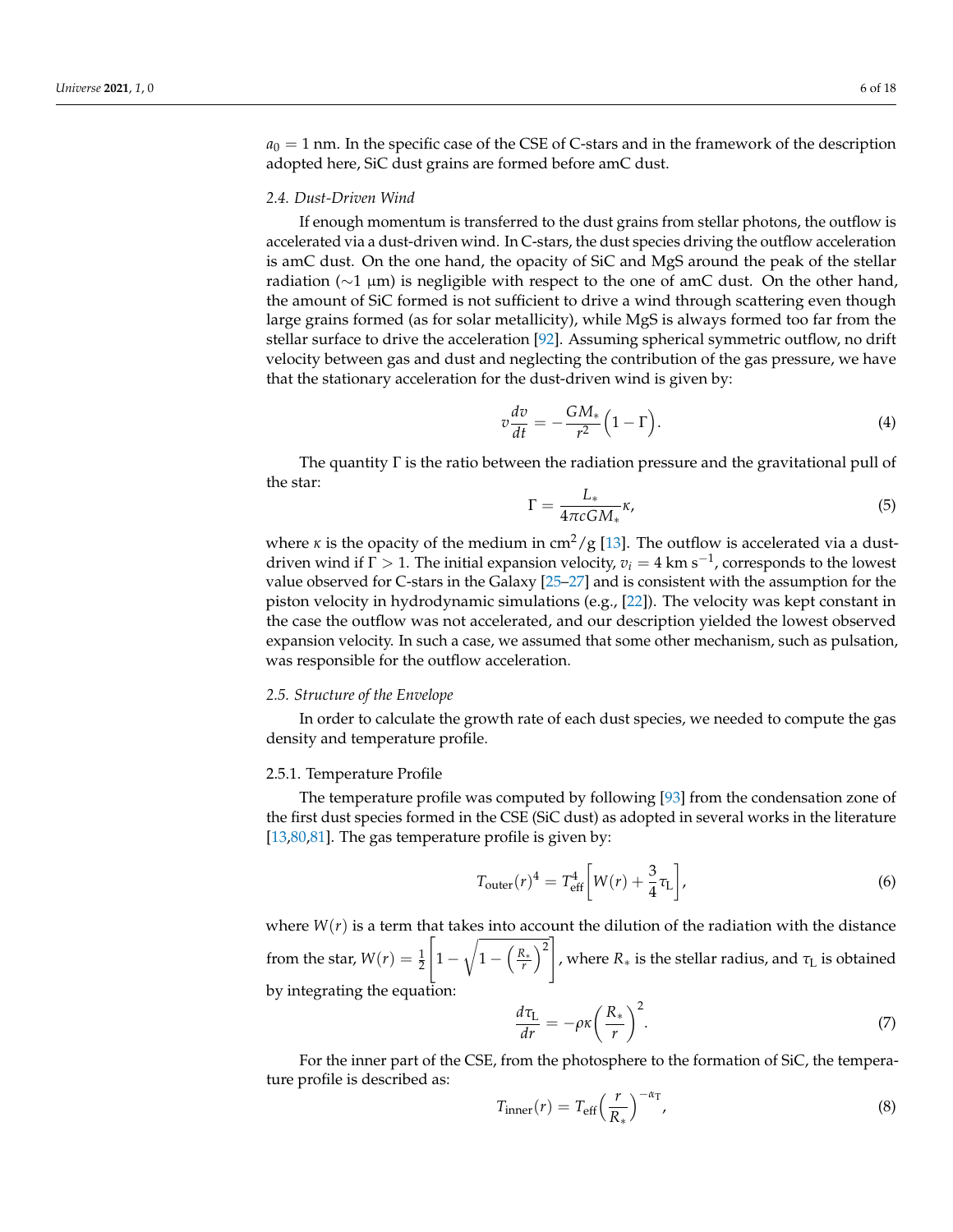$a_0 = 1$ nm. In the specific case of the CSE of C-stars and in the framework of the description adopted here, SiC dust grains are formed before amC dust.

### 2.4. Dust-Driven Wind

If enough momentum is transferred to the dust grains from stellar photons, the outflow is accelerated via a dust-driven wind. In C-stars, the dust species driving the outflow acceleration is amC dust. On the one hand, the opacity of SiC and MgS around the peak of the stellar radiation (∼1 μm) is negligible with respect to the one of amC dust. On the other hand, the amount of SiC formed is not sufficient to drive a wind through scattering even though large grains formed (as for solar metallicity), while MgS is always formed too far from the stellar surface to drive the acceleration [92]. Assuming spherical symmetric outflow, no drift velocity between gas and dust and neglecting the contribution of the gas pressure, we have that the stationary acceleration for the dust-driven wind is given by:

$$v\frac{dv}{dt} = -\frac{GM_*}{r^2}\Big(1 - \Gamma\Big). \tag{4}$$

The quantity $\Gamma$ is the ratio between the radiation pressure and the gravitational pull of the star:

$$\Gamma = \frac{L_*}{4\pi c G M_*}\kappa, \tag{5}$$

where $\kappa$ is the opacity of the medium in $\text{cm}^2/\text{g}$ [13]. The outflow is accelerated via a dust-driven wind if $\Gamma > 1$. The initial expansion velocity, $v_i = 4$ km s$^{-1}$, corresponds to the lowest value observed for C-stars in the Galaxy [25–27] and is consistent with the assumption for the piston velocity in hydrodynamic simulations (e.g., [22]). The velocity was kept constant in the case the outflow was not accelerated, and our description yielded the lowest observed expansion velocity. In such a case, we assumed that some other mechanism, such as pulsation, was responsible for the outflow acceleration.

### 2.5. Structure of the Envelope

In order to calculate the growth rate of each dust species, we needed to compute the gas density and temperature profile.

#### 2.5.1. Temperature Profile

The temperature profile was computed by following [93] from the condensation zone of the first dust species formed in the CSE (SiC dust) as adopted in several works in the literature [13,80,81]. The gas temperature profile is given by:

$$T_{\text{outer}}(r)^4 = T_{\text{eff}}^4\Big[W(r) + \frac{3}{4}\tau_{\text{L}}\Big], \tag{6}$$

where $W(r)$ is a term that takes into account the dilution of the radiation with the distance from the star, $W(r) = \frac{1}{2}\left[1 - \sqrt{1 - \left(\frac{R_*}{r}\right)^2}\right]$, where $R_*$ is the stellar radius, and $\tau_{\text{L}}$ is obtained by integrating the equation:

$$\frac{d\tau_{\text{L}}}{dr} = -\rho\kappa\left(\frac{R_*}{r}\right)^2. \tag{7}$$

For the inner part of the CSE, from the photosphere to the formation of SiC, the temperature profile is described as:

$$T_{\text{inner}}(r) = T_{\text{eff}}\left(\frac{r}{R_*}\right)^{-\alpha_{\text{T}}}, \tag{8}$$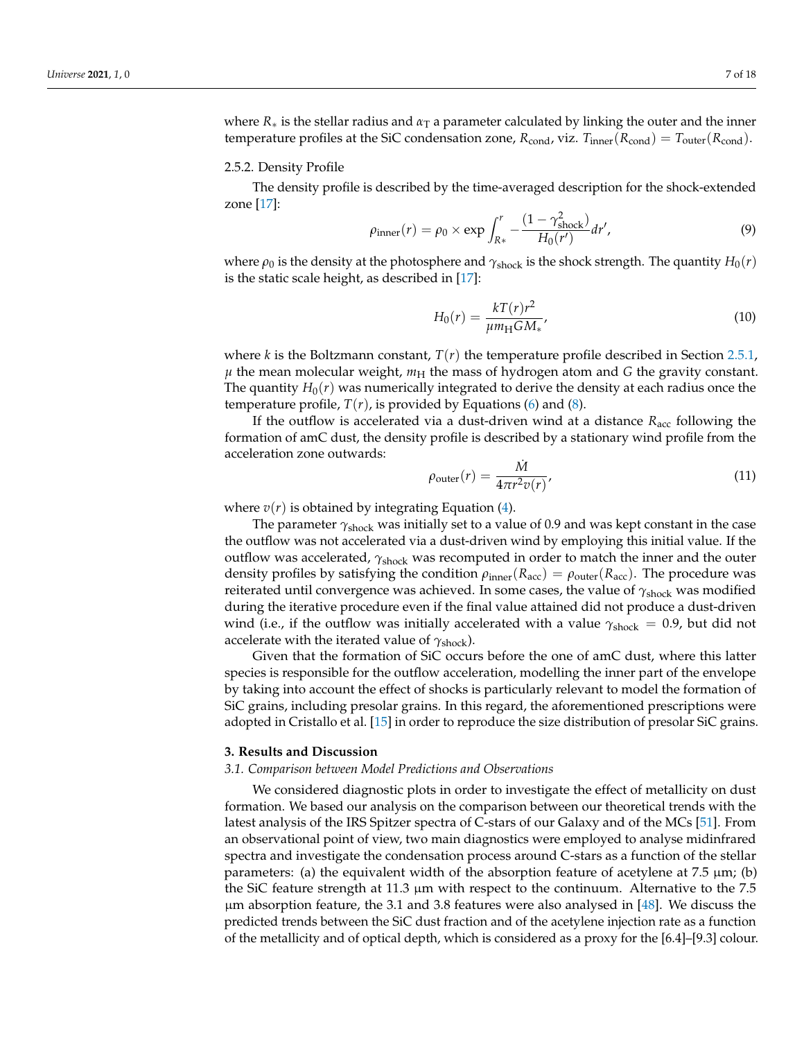where $R_*$ is the stellar radius and $\alpha_T$ a parameter calculated by linking the outer and the inner temperature profiles at the SiC condensation zone, $R_{\rm cond}$, viz. $T_{\rm inner}(R_{\rm cond}) = T_{\rm outer}(R_{\rm cond})$.

#### 2.5.2. Density Profile

The density profile is described by the time-averaged description for the shock-extended zone [17]:

$$\rho_{\rm inner}(r) = \rho_0 \times \exp \int_{R*}^{r} -\frac{(1-\gamma_{\rm shock}^2)}{H_0(r')} dr', \tag{9}$$

where $\rho_0$ is the density at the photosphere and $\gamma_{\rm shock}$ is the shock strength. The quantity $H_0(r)$ is the static scale height, as described in [17]:

$$H_0(r) = \frac{kT(r)r^2}{\mu m_{\rm H} G M_*}, \tag{10}$$

where $k$ is the Boltzmann constant, $T(r)$ the temperature profile described in Section 2.5.1, $\mu$ the mean molecular weight, $m_{\rm H}$ the mass of hydrogen atom and $G$ the gravity constant. The quantity $H_0(r)$ was numerically integrated to derive the density at each radius once the temperature profile, $T(r)$, is provided by Equations (6) and (8).

If the outflow is accelerated via a dust-driven wind at a distance $R_{\rm acc}$ following the formation of amC dust, the density profile is described by a stationary wind profile from the acceleration zone outwards:

$$\rho_{\rm outer}(r) = \frac{\dot{M}}{4\pi r^2 v(r)}, \tag{11}$$

where $v(r)$ is obtained by integrating Equation (4).

The parameter $\gamma_{\rm shock}$ was initially set to a value of 0.9 and was kept constant in the case the outflow was not accelerated via a dust-driven wind by employing this initial value. If the outflow was accelerated, $\gamma_{\rm shock}$ was recomputed in order to match the inner and the outer density profiles by satisfying the condition $\rho_{\rm inner}(R_{\rm acc}) = \rho_{\rm outer}(R_{\rm acc})$. The procedure was reiterated until convergence was achieved. In some cases, the value of $\gamma_{\rm shock}$ was modified during the iterative procedure even if the final value attained did not produce a dust-driven wind (i.e., if the outflow was initially accelerated with a value $\gamma_{\rm shock} = 0.9$, but did not accelerate with the iterated value of $\gamma_{\rm shock}$).

Given that the formation of SiC occurs before the one of amC dust, where this latter species is responsible for the outflow acceleration, modelling the inner part of the envelope by taking into account the effect of shocks is particularly relevant to model the formation of SiC grains, including presolar grains. In this regard, the aforementioned prescriptions were adopted in Cristallo et al. [15] in order to reproduce the size distribution of presolar SiC grains.

## 3. Results and Discussion

### *3.1. Comparison between Model Predictions and Observations*

We considered diagnostic plots in order to investigate the effect of metallicity on dust formation. We based our analysis on the comparison between our theoretical trends with the latest analysis of the IRS Spitzer spectra of C-stars of our Galaxy and of the MCs [51]. From an observational point of view, two main diagnostics were employed to analyse midinfrared spectra and investigate the condensation process around C-stars as a function of the stellar parameters: (a) the equivalent width of the absorption feature of acetylene at 7.5 μm; (b) the SiC feature strength at 11.3 μm with respect to the continuum. Alternative to the 7.5 μm absorption feature, the 3.1 and 3.8 features were also analysed in [48]. We discuss the predicted trends between the SiC dust fraction and of the acetylene injection rate as a function of the metallicity and of optical depth, which is considered as a proxy for the [6.4]–[9.3] colour.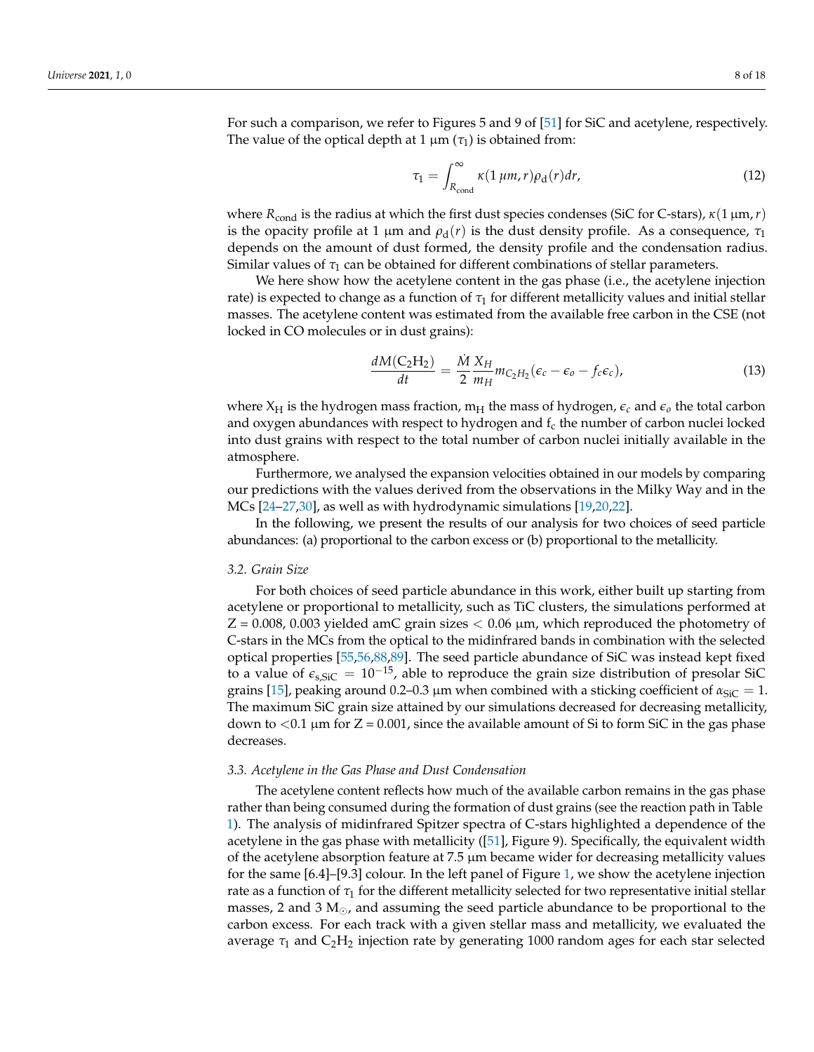For such a comparison, we refer to Figures 5 and 9 of [51] for SiC and acetylene, respectively. The value of the optical depth at 1 µm ($\tau_1$) is obtained from:

$$\tau_1 = \int_{R_{\rm cond}}^{\infty} \kappa(1\,\mu m, r)\rho_{\rm d}(r)dr, \tag{12}$$

where $R_{\rm cond}$ is the radius at which the first dust species condenses (SiC for C-stars), $\kappa(1\,\mu\text{m}, r)$ is the opacity profile at 1 µm and $\rho_{\rm d}(r)$ is the dust density profile. As a consequence, $\tau_1$ depends on the amount of dust formed, the density profile and the condensation radius. Similar values of $\tau_1$ can be obtained for different combinations of stellar parameters.

We here show how the acetylene content in the gas phase (i.e., the acetylene injection rate) is expected to change as a function of $\tau_1$ for different metallicity values and initial stellar masses. The acetylene content was estimated from the available free carbon in the CSE (not locked in CO molecules or in dust grains):

$$\frac{dM(\mathrm{C_2H_2})}{dt} = \frac{\dot{M}}{2}\frac{X_H}{m_H} m_{C_2H_2}(\epsilon_c - \epsilon_o - f_c\epsilon_c), \tag{13}$$

where $X_{\rm H}$ is the hydrogen mass fraction, $m_{\rm H}$ the mass of hydrogen, $\epsilon_c$ and $\epsilon_o$ the total carbon and oxygen abundances with respect to hydrogen and $f_c$ the number of carbon nuclei locked into dust grains with respect to the total number of carbon nuclei initially available in the atmosphere.

Furthermore, we analysed the expansion velocities obtained in our models by comparing our predictions with the values derived from the observations in the Milky Way and in the MCs [24–27,30], as well as with hydrodynamic simulations [19,20,22].

In the following, we present the results of our analysis for two choices of seed particle abundances: (a) proportional to the carbon excess or (b) proportional to the metallicity.

### 3.2. Grain Size

For both choices of seed particle abundance in this work, either built up starting from acetylene or proportional to metallicity, such as TiC clusters, the simulations performed at Z = 0.008, 0.003 yielded amC grain sizes < 0.06 µm, which reproduced the photometry of C-stars in the MCs from the optical to the midinfrared bands in combination with the selected optical properties [55,56,88,89]. The seed particle abundance of SiC was instead kept fixed to a value of $\epsilon_{\rm s,SiC} = 10^{-15}$, able to reproduce the grain size distribution of presolar SiC grains [15], peaking around 0.2–0.3 µm when combined with a sticking coefficient of $\alpha_{\rm SiC} = 1$. The maximum SiC grain size attained by our simulations decreased for decreasing metallicity, down to <0.1 µm for Z = 0.001, since the available amount of Si to form SiC in the gas phase decreases.

### 3.3. Acetylene in the Gas Phase and Dust Condensation

The acetylene content reflects how much of the available carbon remains in the gas phase rather than being consumed during the formation of dust grains (see the reaction path in Table 1). The analysis of midinfrared Spitzer spectra of C-stars highlighted a dependence of the acetylene in the gas phase with metallicity ([51], Figure 9). Specifically, the equivalent width of the acetylene absorption feature at 7.5 µm became wider for decreasing metallicity values for the same [6.4]–[9.3] colour. In the left panel of Figure 1, we show the acetylene injection rate as a function of $\tau_1$ for the different metallicity selected for two representative initial stellar masses, 2 and 3 $M_\odot$, and assuming the seed particle abundance to be proportional to the carbon excess. For each track with a given stellar mass and metallicity, we evaluated the average $\tau_1$ and $\mathrm{C_2H_2}$ injection rate by generating 1000 random ages for each star selected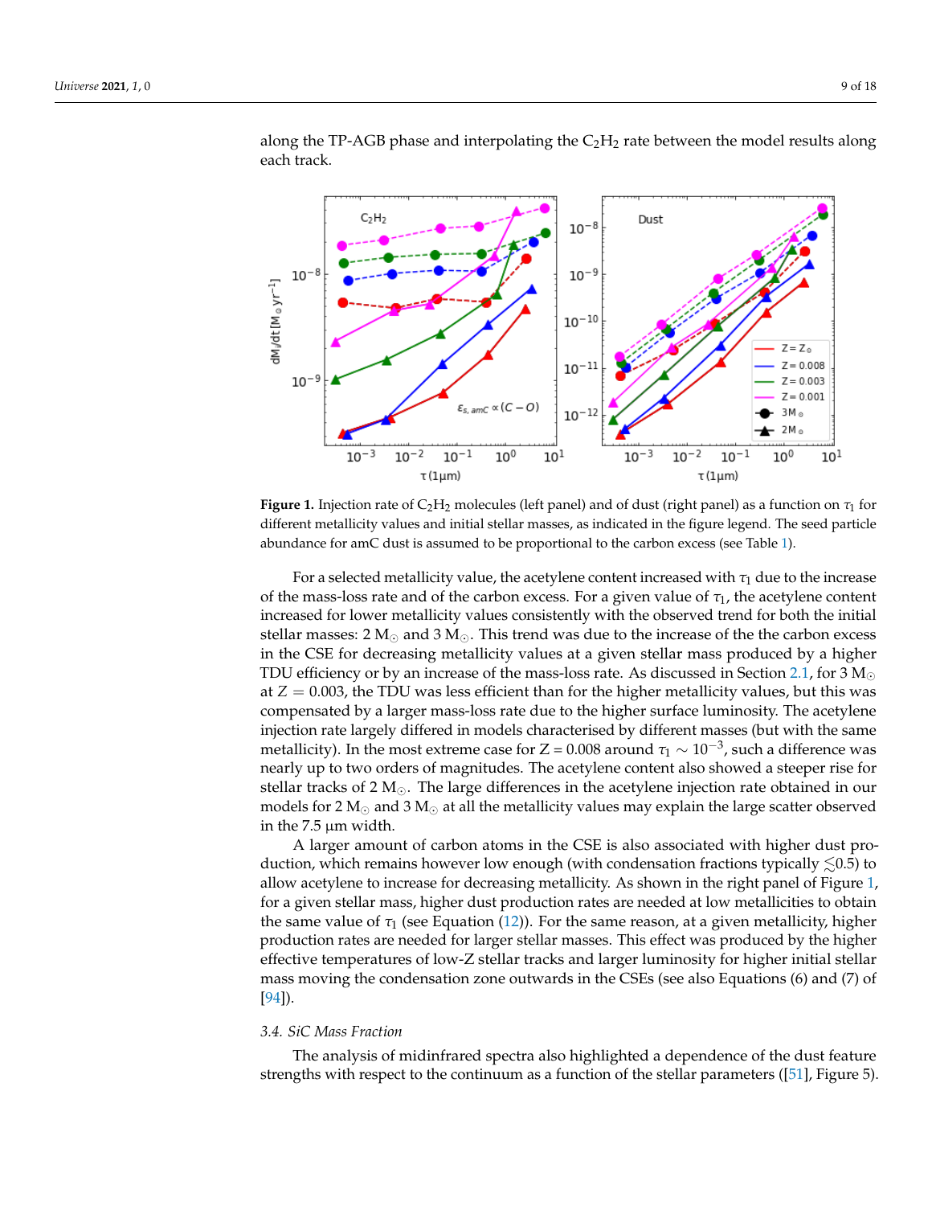along the TP-AGB phase and interpolating the $C_2H_2$ rate between the model results along each track.

**Figure 1.** Injection rate of $C_2H_2$ molecules (left panel) and of dust (right panel) as a function on $\tau_1$ for different metallicity values and initial stellar masses, as indicated in the figure legend. The seed particle abundance for amC dust is assumed to be proportional to the carbon excess (see Table 1).

For a selected metallicity value, the acetylene content increased with $\tau_1$ due to the increase of the mass-loss rate and of the carbon excess. For a given value of $\tau_1$, the acetylene content increased for lower metallicity values consistently with the observed trend for both the initial stellar masses: 2 $M_\odot$ and 3 $M_\odot$. This trend was due to the increase of the the carbon excess in the CSE for decreasing metallicity values at a given stellar mass produced by a higher TDU efficiency or by an increase of the mass-loss rate. As discussed in Section 2.1, for 3 $M_\odot$ at $Z = 0.003$, the TDU was less efficient than for the higher metallicity values, but this was compensated by a larger mass-loss rate due to the higher surface luminosity. The acetylene injection rate largely differed in models characterised by different masses (but with the same metallicity). In the most extreme case for Z = 0.008 around $\tau_1 \sim 10^{-3}$, such a difference was nearly up to two orders of magnitudes. The acetylene content also showed a steeper rise for stellar tracks of 2 $M_\odot$. The large differences in the acetylene injection rate obtained in our models for 2 $M_\odot$ and 3 $M_\odot$ at all the metallicity values may explain the large scatter observed in the 7.5 µm width.

A larger amount of carbon atoms in the CSE is also associated with higher dust production, which remains however low enough (with condensation fractions typically $\lesssim$0.5) to allow acetylene to increase for decreasing metallicity. As shown in the right panel of Figure 1, for a given stellar mass, higher dust production rates are needed at low metallicities to obtain the same value of $\tau_1$ (see Equation (12)). For the same reason, at a given metallicity, higher production rates are needed for larger stellar masses. This effect was produced by the higher effective temperatures of low-Z stellar tracks and larger luminosity for higher initial stellar mass moving the condensation zone outwards in the CSEs (see also Equations (6) and (7) of [94]).

### 3.4. SiC Mass Fraction

The analysis of midinfrared spectra also highlighted a dependence of the dust feature strengths with respect to the continuum as a function of the stellar parameters ([51], Figure 5).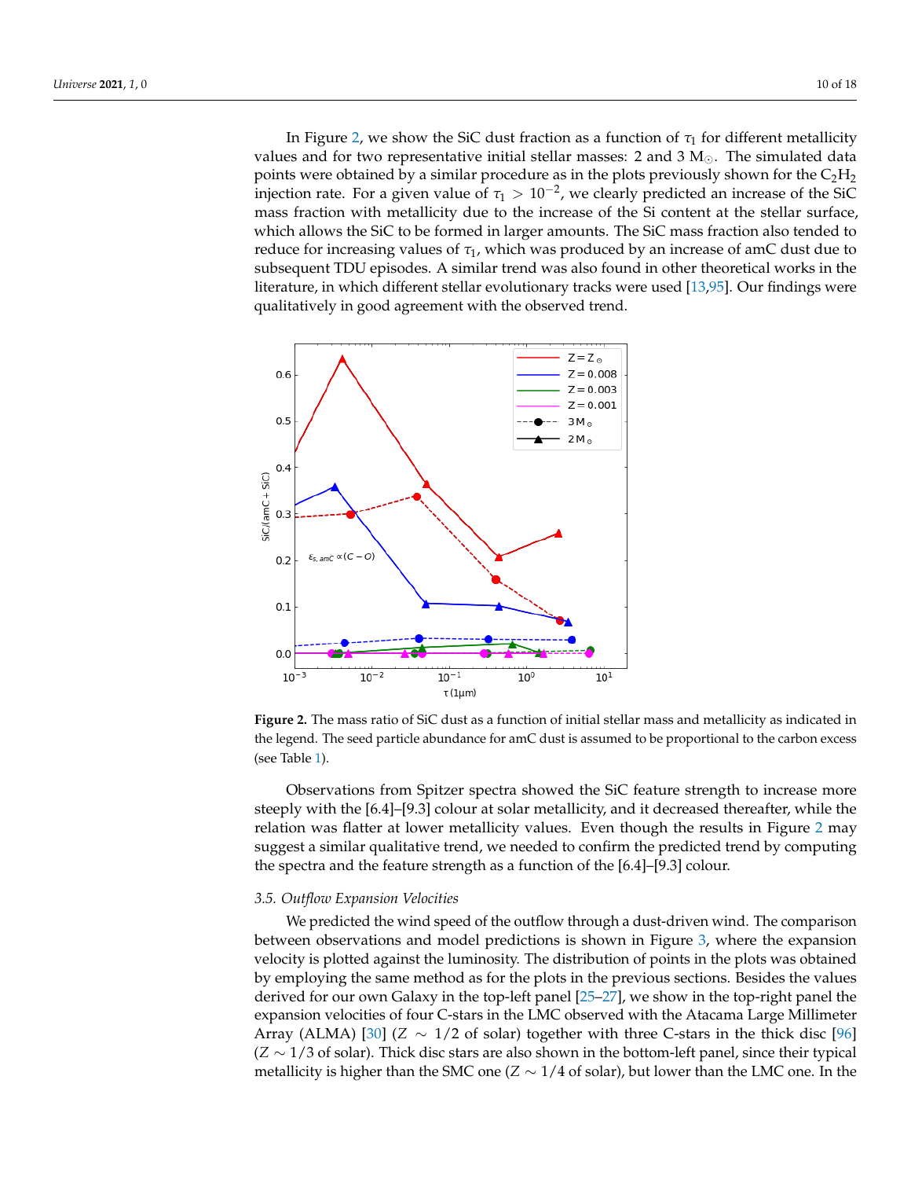In Figure 2, we show the SiC dust fraction as a function of $\tau_1$ for different metallicity values and for two representative initial stellar masses: 2 and 3 $M_\odot$. The simulated data points were obtained by a similar procedure as in the plots previously shown for the $C_2H_2$ injection rate. For a given value of $\tau_1 > 10^{-2}$, we clearly predicted an increase of the SiC mass fraction with metallicity due to the increase of the Si content at the stellar surface, which allows the SiC to be formed in larger amounts. The SiC mass fraction also tended to reduce for increasing values of $\tau_1$, which was produced by an increase of amC dust due to subsequent TDU episodes. A similar trend was also found in other theoretical works in the literature, in which different stellar evolutionary tracks were used [13,95]. Our findings were qualitatively in good agreement with the observed trend.

**Figure 2.** The mass ratio of SiC dust as a function of initial stellar mass and metallicity as indicated in the legend. The seed particle abundance for amC dust is assumed to be proportional to the carbon excess (see Table 1).

Observations from Spitzer spectra showed the SiC feature strength to increase more steeply with the [6.4]–[9.3] colour at solar metallicity, and it decreased thereafter, while the relation was flatter at lower metallicity values. Even though the results in Figure 2 may suggest a similar qualitative trend, we needed to confirm the predicted trend by computing the spectra and the feature strength as a function of the [6.4]–[9.3] colour.

### 3.5. Outflow Expansion Velocities

We predicted the wind speed of the outflow through a dust-driven wind. The comparison between observations and model predictions is shown in Figure 3, where the expansion velocity is plotted against the luminosity. The distribution of points in the plots was obtained by employing the same method as for the plots in the previous sections. Besides the values derived for our own Galaxy in the top-left panel [25–27], we show in the top-right panel the expansion velocities of four C-stars in the LMC observed with the Atacama Large Millimeter Array (ALMA) [30] ($Z \sim 1/2$ of solar) together with three C-stars in the thick disc [96] ($Z \sim 1/3$ of solar). Thick disc stars are also shown in the bottom-left panel, since their typical metallicity is higher than the SMC one ($Z \sim 1/4$ of solar), but lower than the LMC one. In the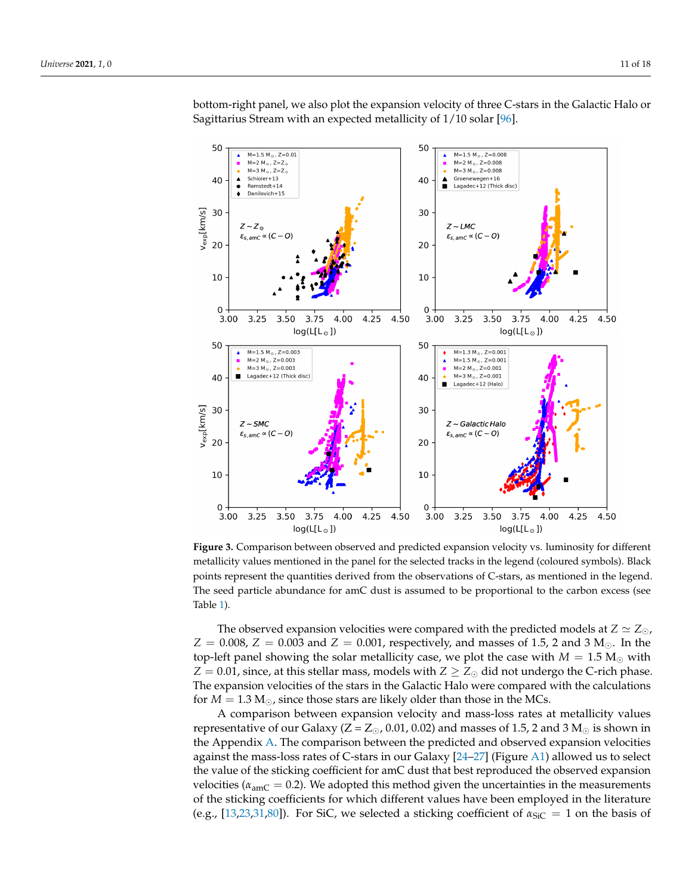bottom-right panel, we also plot the expansion velocity of three C-stars in the Galactic Halo or Sagittarius Stream with an expected metallicity of 1/10 solar [96].

**Figure 3.** Comparison between observed and predicted expansion velocity vs. luminosity for different metallicity values mentioned in the panel for the selected tracks in the legend (coloured symbols). Black points represent the quantities derived from the observations of C-stars, as mentioned in the legend. The seed particle abundance for amC dust is assumed to be proportional to the carbon excess (see Table 1).

The observed expansion velocities were compared with the predicted models at $Z \simeq Z_\odot$, $Z = 0.008$, $Z = 0.003$ and $Z = 0.001$, respectively, and masses of 1.5, 2 and 3 $M_\odot$. In the top-left panel showing the solar metallicity case, we plot the case with $M = 1.5\ M_\odot$ with $Z = 0.01$, since, at this stellar mass, models with $Z \geq Z_\odot$ did not undergo the C-rich phase. The expansion velocities of the stars in the Galactic Halo were compared with the calculations for $M = 1.3\ M_\odot$, since those stars are likely older than those in the MCs.

A comparison between expansion velocity and mass-loss rates at metallicity values representative of our Galaxy (Z = $Z_\odot$, 0.01, 0.02) and masses of 1.5, 2 and 3 $M_\odot$ is shown in the Appendix A. The comparison between the predicted and observed expansion velocities against the mass-loss rates of C-stars in our Galaxy [24–27] (Figure A1) allowed us to select the value of the sticking coefficient for amC dust that best reproduced the observed expansion velocities ($\alpha_{\mathrm{amC}} = 0.2$). We adopted this method given the uncertainties in the measurements of the sticking coefficients for which different values have been employed in the literature (e.g., [13,23,31,80]). For SiC, we selected a sticking coefficient of $\alpha_{\mathrm{SiC}} = 1$ on the basis of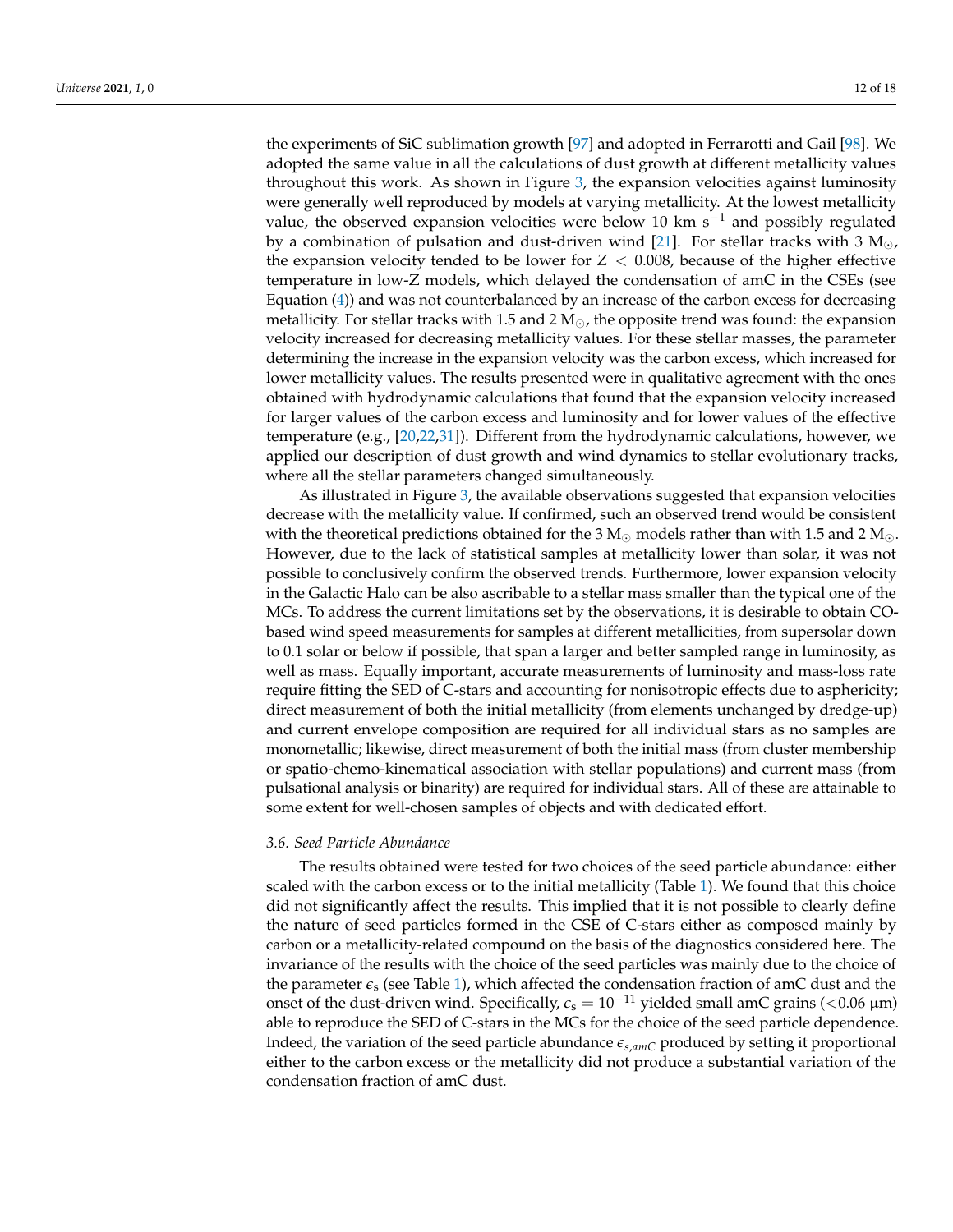the experiments of SiC sublimation growth [97] and adopted in Ferrarotti and Gail [98]. We adopted the same value in all the calculations of dust growth at different metallicity values throughout this work. As shown in Figure 3, the expansion velocities against luminosity were generally well reproduced by models at varying metallicity. At the lowest metallicity value, the observed expansion velocities were below 10 km $s^{-1}$ and possibly regulated by a combination of pulsation and dust-driven wind [21]. For stellar tracks with 3 $M_\odot$, the expansion velocity tended to be lower for $Z < 0.008$, because of the higher effective temperature in low-Z models, which delayed the condensation of amC in the CSEs (see Equation (4)) and was not counterbalanced by an increase of the carbon excess for decreasing metallicity. For stellar tracks with 1.5 and 2 $M_\odot$, the opposite trend was found: the expansion velocity increased for decreasing metallicity values. For these stellar masses, the parameter determining the increase in the expansion velocity was the carbon excess, which increased for lower metallicity values. The results presented were in qualitative agreement with the ones obtained with hydrodynamic calculations that found that the expansion velocity increased for larger values of the carbon excess and luminosity and for lower values of the effective temperature (e.g., [20,22,31]). Different from the hydrodynamic calculations, however, we applied our description of dust growth and wind dynamics to stellar evolutionary tracks, where all the stellar parameters changed simultaneously.

As illustrated in Figure 3, the available observations suggested that expansion velocities decrease with the metallicity value. If confirmed, such an observed trend would be consistent with the theoretical predictions obtained for the 3 $M_\odot$ models rather than with 1.5 and 2 $M_\odot$. However, due to the lack of statistical samples at metallicity lower than solar, it was not possible to conclusively confirm the observed trends. Furthermore, lower expansion velocity in the Galactic Halo can be also ascribable to a stellar mass smaller than the typical one of the MCs. To address the current limitations set by the observations, it is desirable to obtain CO-based wind speed measurements for samples at different metallicities, from supersolar down to 0.1 solar or below if possible, that span a larger and better sampled range in luminosity, as well as mass. Equally important, accurate measurements of luminosity and mass-loss rate require fitting the SED of C-stars and accounting for nonisotropic effects due to asphericity; direct measurement of both the initial metallicity (from elements unchanged by dredge-up) and current envelope composition are required for all individual stars as no samples are monometallic; likewise, direct measurement of both the initial mass (from cluster membership or spatio-chemo-kinematical association with stellar populations) and current mass (from pulsational analysis or binarity) are required for individual stars. All of these are attainable to some extent for well-chosen samples of objects and with dedicated effort.

### 3.6. Seed Particle Abundance

The results obtained were tested for two choices of the seed particle abundance: either scaled with the carbon excess or to the initial metallicity (Table 1). We found that this choice did not significantly affect the results. This implied that it is not possible to clearly define the nature of seed particles formed in the CSE of C-stars either as composed mainly by carbon or a metallicity-related compound on the basis of the diagnostics considered here. The invariance of the results with the choice of the seed particles was mainly due to the choice of the parameter $\epsilon_s$ (see Table 1), which affected the condensation fraction of amC dust and the onset of the dust-driven wind. Specifically, $\epsilon_s = 10^{-11}$ yielded small amC grains (<0.06 μm) able to reproduce the SED of C-stars in the MCs for the choice of the seed particle dependence. Indeed, the variation of the seed particle abundance $\epsilon_{s,amC}$ produced by setting it proportional either to the carbon excess or the metallicity did not produce a substantial variation of the condensation fraction of amC dust.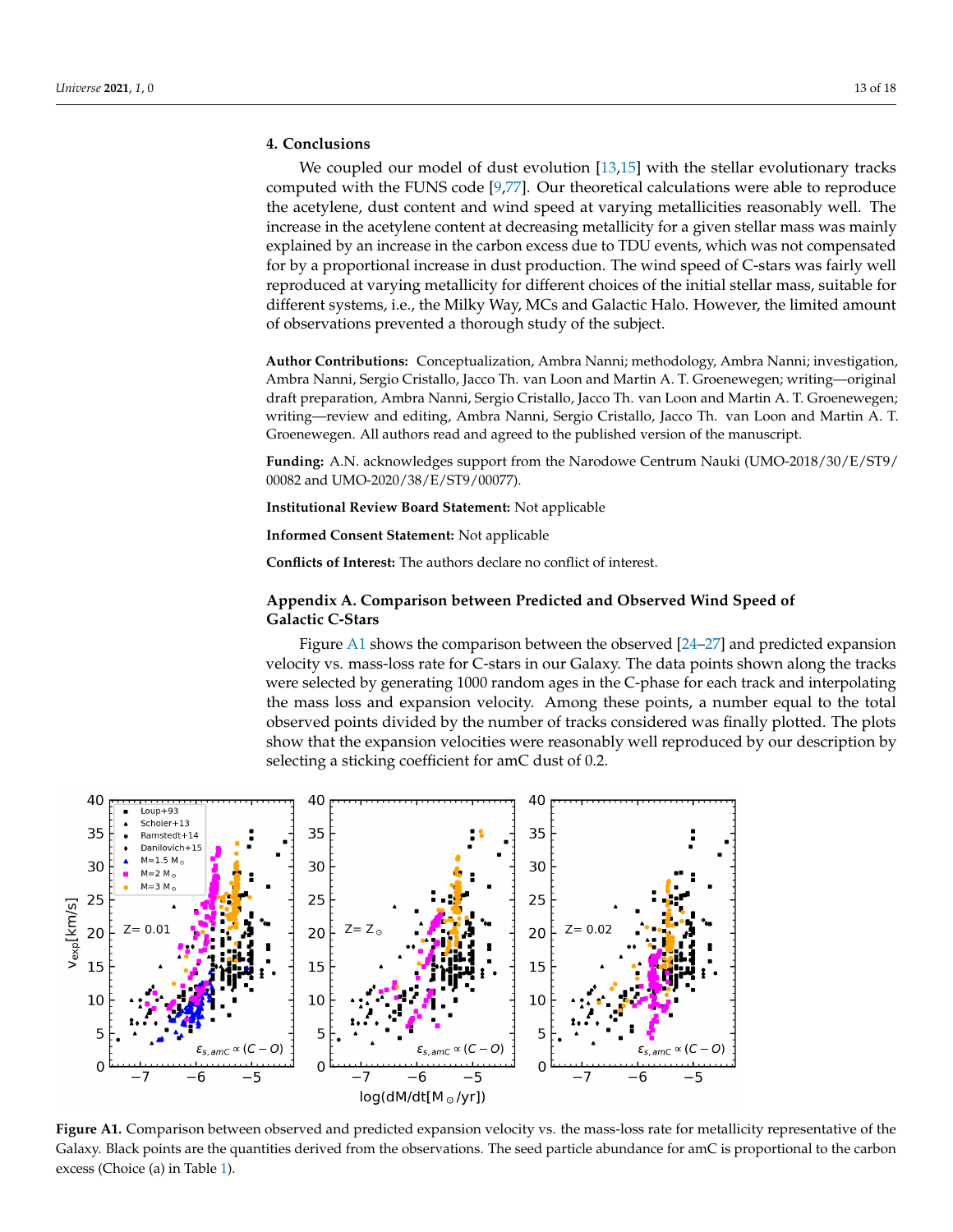## 4. Conclusions

We coupled our model of dust evolution [13,15] with the stellar evolutionary tracks computed with the FUNS code [9,77]. Our theoretical calculations were able to reproduce the acetylene, dust content and wind speed at varying metallicities reasonably well. The increase in the acetylene content at decreasing metallicity for a given stellar mass was mainly explained by an increase in the carbon excess due to TDU events, which was not compensated for by a proportional increase in dust production. The wind speed of C-stars was fairly well reproduced at varying metallicity for different choices of the initial stellar mass, suitable for different systems, i.e., the Milky Way, MCs and Galactic Halo. However, the limited amount of observations prevented a thorough study of the subject.

**Author Contributions:** Conceptualization, Ambra Nanni; methodology, Ambra Nanni; investigation, Ambra Nanni, Sergio Cristallo, Jacco Th. van Loon and Martin A. T. Groenewegen; writing—original draft preparation, Ambra Nanni, Sergio Cristallo, Jacco Th. van Loon and Martin A. T. Groenewegen; writing—review and editing, Ambra Nanni, Sergio Cristallo, Jacco Th. van Loon and Martin A. T. Groenewegen. All authors read and agreed to the published version of the manuscript.

**Funding:** A.N. acknowledges support from the Narodowe Centrum Nauki (UMO-2018/30/E/ST9/00082 and UMO-2020/38/E/ST9/00077).

**Institutional Review Board Statement:** Not applicable

**Informed Consent Statement:** Not applicable

**Conflicts of Interest:** The authors declare no conflict of interest.

## Appendix A. Comparison between Predicted and Observed Wind Speed of Galactic C-Stars

Figure A1 shows the comparison between the observed [24–27] and predicted expansion velocity vs. mass-loss rate for C-stars in our Galaxy. The data points shown along the tracks were selected by generating 1000 random ages in the C-phase for each track and interpolating the mass loss and expansion velocity. Among these points, a number equal to the total observed points divided by the number of tracks considered was finally plotted. The plots show that the expansion velocities were reasonably well reproduced by our description by selecting a sticking coefficient for amC dust of 0.2.

**Figure A1.** Comparison between observed and predicted expansion velocity vs. the mass-loss rate for metallicity representative of the Galaxy. Black points are the quantities derived from the observations. The seed particle abundance for amC is proportional to the carbon excess (Choice (a) in Table 1).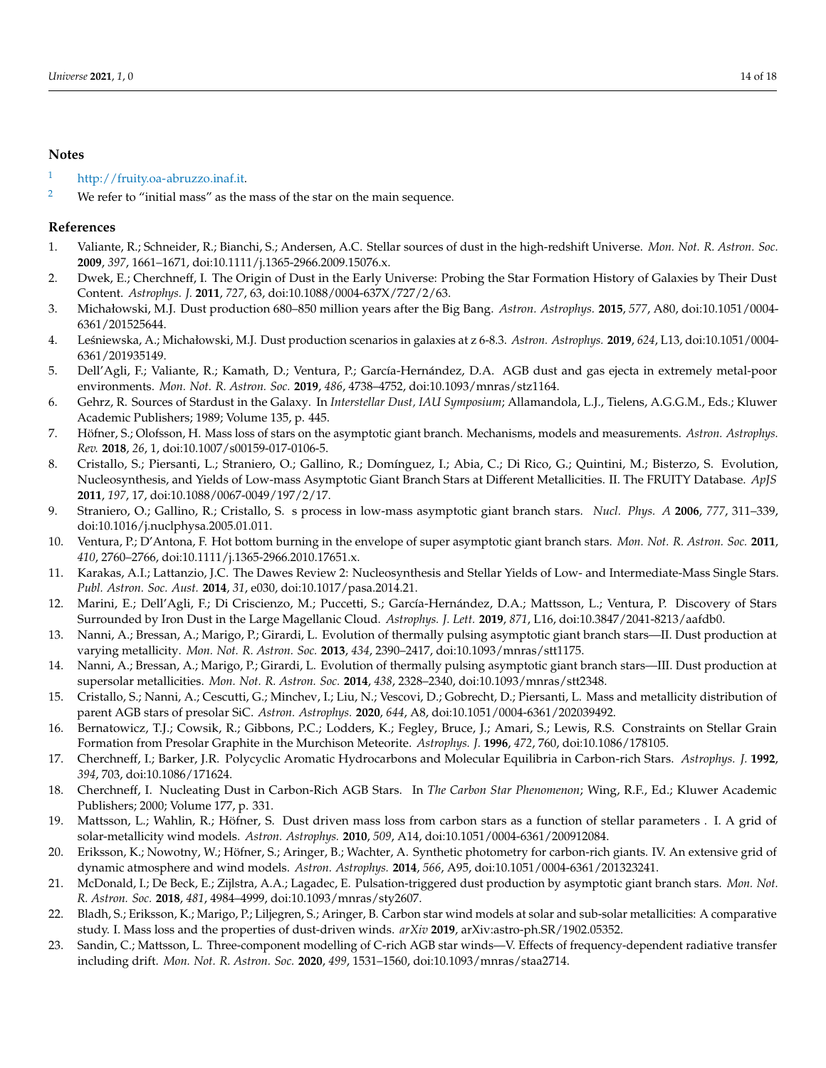## Notes

1. http://fruity.oa-abruzzo.inaf.it.
2. We refer to "initial mass" as the mass of the star on the main sequence.

## References

1. Valiante, R.; Schneider, R.; Bianchi, S.; Andersen, A.C. Stellar sources of dust in the high-redshift Universe. *Mon. Not. R. Astron. Soc.* **2009**, *397*, 1661–1671, doi:10.1111/j.1365-2966.2009.15076.x.
2. Dwek, E.; Cherchneff, I. The Origin of Dust in the Early Universe: Probing the Star Formation History of Galaxies by Their Dust Content. *Astrophys. J.* **2011**, *727*, 63, doi:10.1088/0004-637X/727/2/63.
3. Michałowski, M.J. Dust production 680–850 million years after the Big Bang. *Astron. Astrophys.* **2015**, *577*, A80, doi:10.1051/0004-6361/201525644.
4. Leśniewska, A.; Michałowski, M.J. Dust production scenarios in galaxies at z 6-8.3. *Astron. Astrophys.* **2019**, *624*, L13, doi:10.1051/0004-6361/201935149.
5. Dell'Agli, F.; Valiante, R.; Kamath, D.; Ventura, P.; García-Hernández, D.A. AGB dust and gas ejecta in extremely metal-poor environments. *Mon. Not. R. Astron. Soc.* **2019**, *486*, 4738–4752, doi:10.1093/mnras/stz1164.
6. Gehrz, R. Sources of Stardust in the Galaxy. In *Interstellar Dust, IAU Symposium*; Allamandola, L.J., Tielens, A.G.G.M., Eds.; Kluwer Academic Publishers; 1989; Volume 135, p. 445.
7. Höfner, S.; Olofsson, H. Mass loss of stars on the asymptotic giant branch. Mechanisms, models and measurements. *Astron. Astrophys. Rev.* **2018**, *26*, 1, doi:10.1007/s00159-017-0106-5.
8. Cristallo, S.; Piersanti, L.; Straniero, O.; Gallino, R.; Domínguez, I.; Abia, C.; Di Rico, G.; Quintini, M.; Bisterzo, S. Evolution, Nucleosynthesis, and Yields of Low-mass Asymptotic Giant Branch Stars at Different Metallicities. II. The FRUITY Database. *ApJS* **2011**, *197*, 17, doi:10.1088/0067-0049/197/2/17.
9. Straniero, O.; Gallino, R.; Cristallo, S. s process in low-mass asymptotic giant branch stars. *Nucl. Phys. A* **2006**, *777*, 311–339, doi:10.1016/j.nuclphysa.2005.01.011.
10. Ventura, P.; D'Antona, F. Hot bottom burning in the envelope of super asymptotic giant branch stars. *Mon. Not. R. Astron. Soc.* **2011**, *410*, 2760–2766, doi:10.1111/j.1365-2966.2010.17651.x.
11. Karakas, A.I.; Lattanzio, J.C. The Dawes Review 2: Nucleosynthesis and Stellar Yields of Low- and Intermediate-Mass Single Stars. *Publ. Astron. Soc. Aust.* **2014**, *31*, e030, doi:10.1017/pasa.2014.21.
12. Marini, E.; Dell'Agli, F.; Di Criscienzo, M.; Puccetti, S.; García-Hernández, D.A.; Mattsson, L.; Ventura, P. Discovery of Stars Surrounded by Iron Dust in the Large Magellanic Cloud. *Astrophys. J. Lett.* **2019**, *871*, L16, doi:10.3847/2041-8213/aafdb0.
13. Nanni, A.; Bressan, A.; Marigo, P.; Girardi, L. Evolution of thermally pulsing asymptotic giant branch stars—II. Dust production at varying metallicity. *Mon. Not. R. Astron. Soc.* **2013**, *434*, 2390–2417, doi:10.1093/mnras/stt1175.
14. Nanni, A.; Bressan, A.; Marigo, P.; Girardi, L. Evolution of thermally pulsing asymptotic giant branch stars—III. Dust production at supersolar metallicities. *Mon. Not. R. Astron. Soc.* **2014**, *438*, 2328–2340, doi:10.1093/mnras/stt2348.
15. Cristallo, S.; Nanni, A.; Cescutti, G.; Minchev, I.; Liu, N.; Vescovi, D.; Gobrecht, D.; Piersanti, L. Mass and metallicity distribution of parent AGB stars of presolar SiC. *Astron. Astrophys.* **2020**, *644*, A8, doi:10.1051/0004-6361/202039492.
16. Bernatowicz, T.J.; Cowsik, R.; Gibbons, P.C.; Lodders, K.; Fegley, Bruce, J.; Amari, S.; Lewis, R.S. Constraints on Stellar Grain Formation from Presolar Graphite in the Murchison Meteorite. *Astrophys. J.* **1996**, *472*, 760, doi:10.1086/178105.
17. Cherchneff, I.; Barker, J.R. Polycyclic Aromatic Hydrocarbons and Molecular Equilibria in Carbon-rich Stars. *Astrophys. J.* **1992**, *394*, 703, doi:10.1086/171624.
18. Cherchneff, I. Nucleating Dust in Carbon-Rich AGB Stars. In *The Carbon Star Phenomenon*; Wing, R.F., Ed.; Kluwer Academic Publishers; 2000; Volume 177, p. 331.
19. Mattsson, L.; Wahlin, R.; Höfner, S. Dust driven mass loss from carbon stars as a function of stellar parameters . I. A grid of solar-metallicity wind models. *Astron. Astrophys.* **2010**, *509*, A14, doi:10.1051/0004-6361/200912084.
20. Eriksson, K.; Nowotny, W.; Höfner, S.; Aringer, B.; Wachter, A. Synthetic photometry for carbon-rich giants. IV. An extensive grid of dynamic atmosphere and wind models. *Astron. Astrophys.* **2014**, *566*, A95, doi:10.1051/0004-6361/201323241.
21. McDonald, I.; De Beck, E.; Zijlstra, A.A.; Lagadec, E. Pulsation-triggered dust production by asymptotic giant branch stars. *Mon. Not. R. Astron. Soc.* **2018**, *481*, 4984–4999, doi:10.1093/mnras/sty2607.
22. Bladh, S.; Eriksson, K.; Marigo, P.; Liljegren, S.; Aringer, B. Carbon star wind models at solar and sub-solar metallicities: A comparative study. I. Mass loss and the properties of dust-driven winds. *arXiv* **2019**, arXiv:astro-ph.SR/1902.05352.
23. Sandin, C.; Mattsson, L. Three-component modelling of C-rich AGB star winds—V. Effects of frequency-dependent radiative transfer including drift. *Mon. Not. R. Astron. Soc.* **2020**, *499*, 1531–1560, doi:10.1093/mnras/staa2714.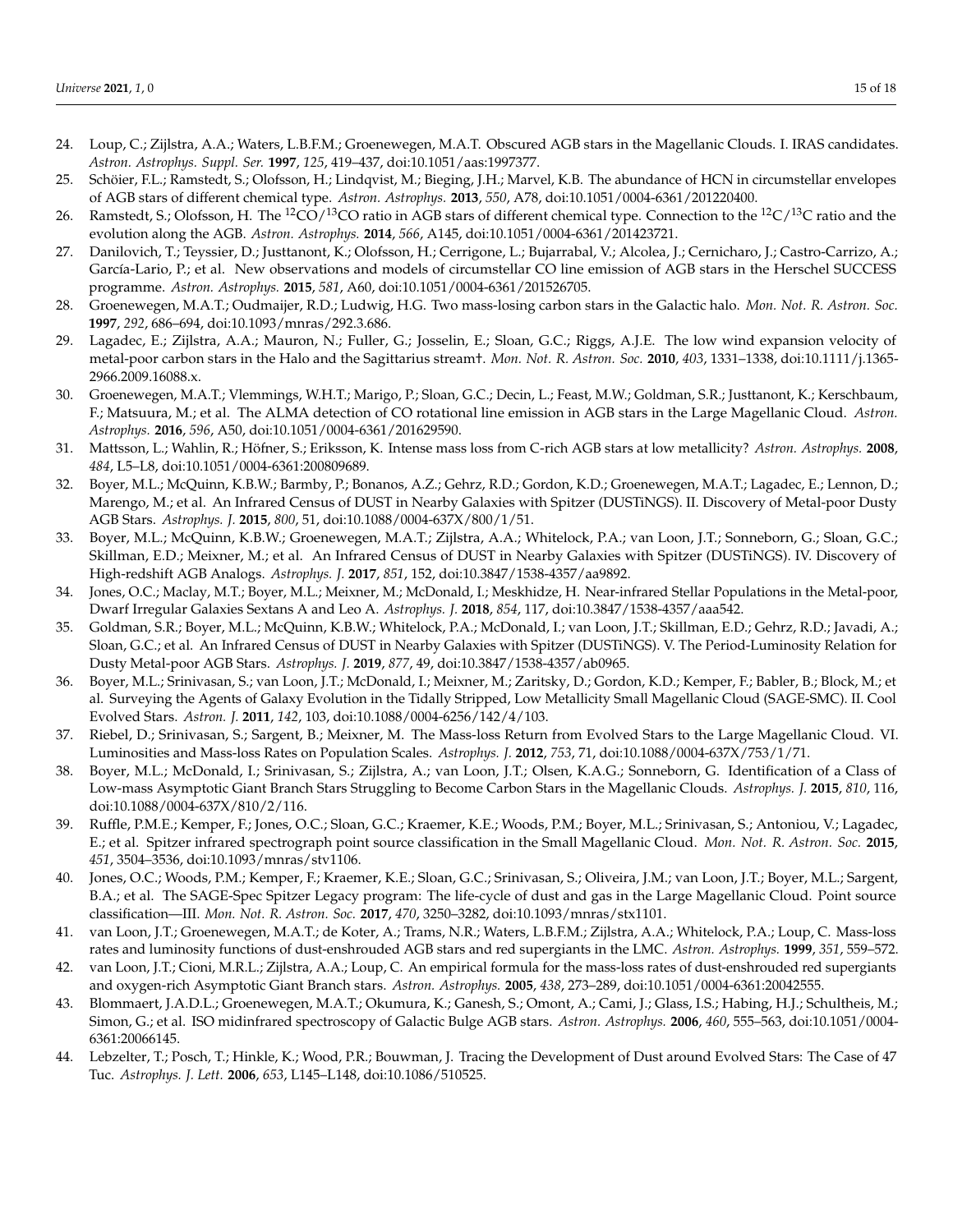24. Loup, C.; Zijlstra, A.A.; Waters, L.B.F.M.; Groenewegen, M.A.T. Obscured AGB stars in the Magellanic Clouds. I. IRAS candidates. *Astron. Astrophys. Suppl. Ser.* **1997**, *125*, 419–437, doi:10.1051/aas:1997377.
25. Schöier, F.L.; Ramstedt, S.; Olofsson, H.; Lindqvist, M.; Bieging, J.H.; Marvel, K.B. The abundance of HCN in circumstellar envelopes of AGB stars of different chemical type. *Astron. Astrophys.* **2013**, *550*, A78, doi:10.1051/0004-6361/201220400.
26. Ramstedt, S.; Olofsson, H. The $^{12}CO/^{13}CO$ ratio in AGB stars of different chemical type. Connection to the $^{12}C/^{13}C$ ratio and the evolution along the AGB. *Astron. Astrophys.* **2014**, *566*, A145, doi:10.1051/0004-6361/201423721.
27. Danilovich, T.; Teyssier, D.; Justtanont, K.; Olofsson, H.; Cerrigone, L.; Bujarrabal, V.; Alcolea, J.; Cernicharo, J.; Castro-Carrizo, A.; García-Lario, P.; et al. New observations and models of circumstellar CO line emission of AGB stars in the Herschel SUCCESS programme. *Astron. Astrophys.* **2015**, *581*, A60, doi:10.1051/0004-6361/201526705.
28. Groenewegen, M.A.T.; Oudmaijer, R.D.; Ludwig, H.G. Two mass-losing carbon stars in the Galactic halo. *Mon. Not. R. Astron. Soc.* **1997**, *292*, 686–694, doi:10.1093/mnras/292.3.686.
29. Lagadec, E.; Zijlstra, A.A.; Mauron, N.; Fuller, G.; Josselin, E.; Sloan, G.C.; Riggs, A.J.E. The low wind expansion velocity of metal-poor carbon stars in the Halo and the Sagittarius stream†. *Mon. Not. R. Astron. Soc.* **2010**, *403*, 1331–1338, doi:10.1111/j.1365-2966.2009.16088.x.
30. Groenewegen, M.A.T.; Vlemmings, W.H.T.; Marigo, P.; Sloan, G.C.; Decin, L.; Feast, M.W.; Goldman, S.R.; Justtanont, K.; Kerschbaum, F.; Matsuura, M.; et al. The ALMA detection of CO rotational line emission in AGB stars in the Large Magellanic Cloud. *Astron. Astrophys.* **2016**, *596*, A50, doi:10.1051/0004-6361/201629590.
31. Mattsson, L.; Wahlin, R.; Höfner, S.; Eriksson, K. Intense mass loss from C-rich AGB stars at low metallicity? *Astron. Astrophys.* **2008**, *484*, L5–L8, doi:10.1051/0004-6361:200809689.
32. Boyer, M.L.; McQuinn, K.B.W.; Barmby, P.; Bonanos, A.Z.; Gehrz, R.D.; Gordon, K.D.; Groenewegen, M.A.T.; Lagadec, E.; Lennon, D.; Marengo, M.; et al. An Infrared Census of DUST in Nearby Galaxies with Spitzer (DUSTiNGS). II. Discovery of Metal-poor Dusty AGB Stars. *Astrophys. J.* **2015**, *800*, 51, doi:10.1088/0004-637X/800/1/51.
33. Boyer, M.L.; McQuinn, K.B.W.; Groenewegen, M.A.T.; Zijlstra, A.A.; Whitelock, P.A.; van Loon, J.T.; Sonneborn, G.; Sloan, G.C.; Skillman, E.D.; Meixner, M.; et al. An Infrared Census of DUST in Nearby Galaxies with Spitzer (DUSTiNGS). IV. Discovery of High-redshift AGB Analogs. *Astrophys. J.* **2017**, *851*, 152, doi:10.3847/1538-4357/aa9892.
34. Jones, O.C.; Maclay, M.T.; Boyer, M.L.; Meixner, M.; McDonald, I.; Meskhidze, H. Near-infrared Stellar Populations in the Metal-poor, Dwarf Irregular Galaxies Sextans A and Leo A. *Astrophys. J.* **2018**, *854*, 117, doi:10.3847/1538-4357/aaa542.
35. Goldman, S.R.; Boyer, M.L.; McQuinn, K.B.W.; Whitelock, P.A.; McDonald, I.; van Loon, J.T.; Skillman, E.D.; Gehrz, R.D.; Javadi, A.; Sloan, G.C.; et al. An Infrared Census of DUST in Nearby Galaxies with Spitzer (DUSTiNGS). V. The Period-Luminosity Relation for Dusty Metal-poor AGB Stars. *Astrophys. J.* **2019**, *877*, 49, doi:10.3847/1538-4357/ab0965.
36. Boyer, M.L.; Srinivasan, S.; van Loon, J.T.; McDonald, I.; Meixner, M.; Zaritsky, D.; Gordon, K.D.; Kemper, F.; Babler, B.; Block, M.; et al. Surveying the Agents of Galaxy Evolution in the Tidally Stripped, Low Metallicity Small Magellanic Cloud (SAGE-SMC). II. Cool Evolved Stars. *Astron. J.* **2011**, *142*, 103, doi:10.1088/0004-6256/142/4/103.
37. Riebel, D.; Srinivasan, S.; Sargent, B.; Meixner, M. The Mass-loss Return from Evolved Stars to the Large Magellanic Cloud. VI. Luminosities and Mass-loss Rates on Population Scales. *Astrophys. J.* **2012**, *753*, 71, doi:10.1088/0004-637X/753/1/71.
38. Boyer, M.L.; McDonald, I.; Srinivasan, S.; Zijlstra, A.; van Loon, J.T.; Olsen, K.A.G.; Sonneborn, G. Identification of a Class of Low-mass Asymptotic Giant Branch Stars Struggling to Become Carbon Stars in the Magellanic Clouds. *Astrophys. J.* **2015**, *810*, 116, doi:10.1088/0004-637X/810/2/116.
39. Ruffle, P.M.E.; Kemper, F.; Jones, O.C.; Sloan, G.C.; Kraemer, K.E.; Woods, P.M.; Boyer, M.L.; Srinivasan, S.; Antoniou, V.; Lagadec, E.; et al. Spitzer infrared spectrograph point source classification in the Small Magellanic Cloud. *Mon. Not. R. Astron. Soc.* **2015**, *451*, 3504–3536, doi:10.1093/mnras/stv1106.
40. Jones, O.C.; Woods, P.M.; Kemper, F.; Kraemer, K.E.; Sloan, G.C.; Srinivasan, S.; Oliveira, J.M.; van Loon, J.T.; Boyer, M.L.; Sargent, B.A.; et al. The SAGE-Spec Spitzer Legacy program: The life-cycle of dust and gas in the Large Magellanic Cloud. Point source classification—III. *Mon. Not. R. Astron. Soc.* **2017**, *470*, 3250–3282, doi:10.1093/mnras/stx1101.
41. van Loon, J.T.; Groenewegen, M.A.T.; de Koter, A.; Trams, N.R.; Waters, L.B.F.M.; Zijlstra, A.A.; Whitelock, P.A.; Loup, C. Mass-loss rates and luminosity functions of dust-enshrouded AGB stars and red supergiants in the LMC. *Astron. Astrophys.* **1999**, *351*, 559–572.
42. van Loon, J.T.; Cioni, M.R.L.; Zijlstra, A.A.; Loup, C. An empirical formula for the mass-loss rates of dust-enshrouded red supergiants and oxygen-rich Asymptotic Giant Branch stars. *Astron. Astrophys.* **2005**, *438*, 273–289, doi:10.1051/0004-6361:20042555.
43. Blommaert, J.A.D.L.; Groenewegen, M.A.T.; Okumura, K.; Ganesh, S.; Omont, A.; Cami, J.; Glass, I.S.; Habing, H.J.; Schultheis, M.; Simon, G.; et al. ISO midinfrared spectroscopy of Galactic Bulge AGB stars. *Astron. Astrophys.* **2006**, *460*, 555–563, doi:10.1051/0004-6361:20066145.
44. Lebzelter, T.; Posch, T.; Hinkle, K.; Wood, P.R.; Bouwman, J. Tracing the Development of Dust around Evolved Stars: The Case of 47 Tuc. *Astrophys. J. Lett.* **2006**, *653*, L145–L148, doi:10.1086/510525.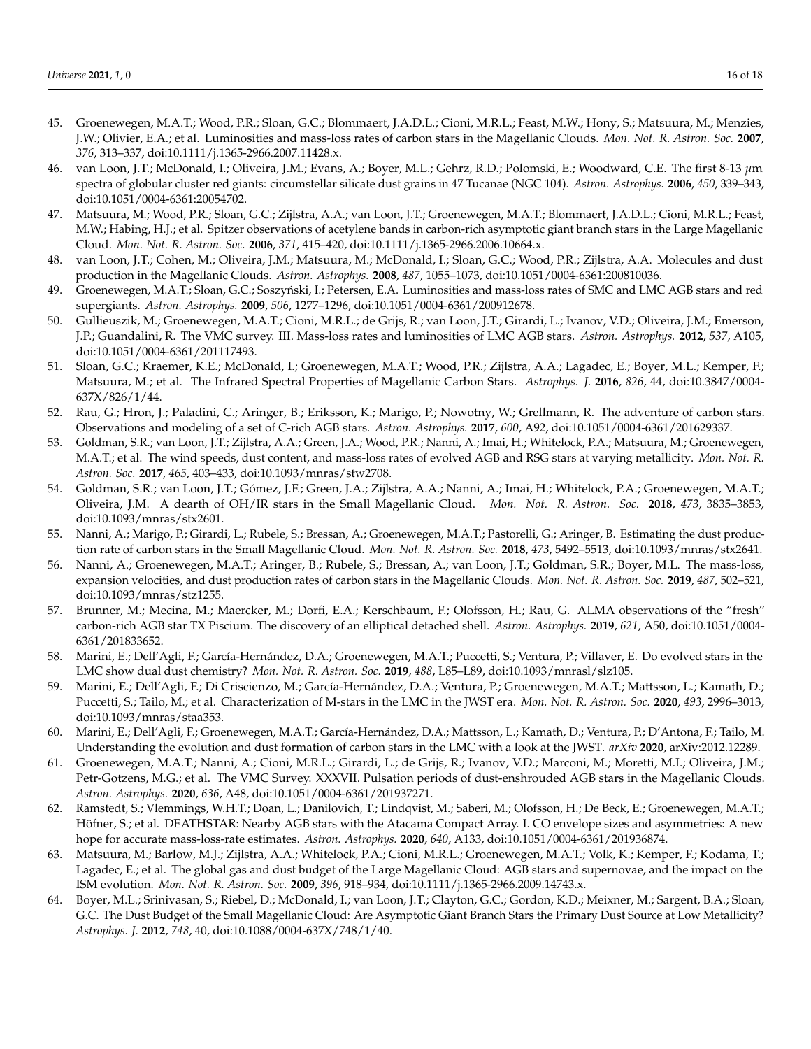45. Groenewegen, M.A.T.; Wood, P.R.; Sloan, G.C.; Blommaert, J.A.D.L.; Cioni, M.R.L.; Feast, M.W.; Hony, S.; Matsuura, M.; Menzies, J.W.; Olivier, E.A.; et al. Luminosities and mass-loss rates of carbon stars in the Magellanic Clouds. *Mon. Not. R. Astron. Soc.* **2007**, *376*, 313–337, doi:10.1111/j.1365-2966.2007.11428.x.
46. van Loon, J.T.; McDonald, I.; Oliveira, J.M.; Evans, A.; Boyer, M.L.; Gehrz, R.D.; Polomski, E.; Woodward, C.E. The first 8-13 $\mu$m spectra of globular cluster red giants: circumstellar silicate dust grains in 47 Tucanae (NGC 104). *Astron. Astrophys.* **2006**, *450*, 339–343, doi:10.1051/0004-6361:20054702.
47. Matsuura, M.; Wood, P.R.; Sloan, G.C.; Zijlstra, A.A.; van Loon, J.T.; Groenewegen, M.A.T.; Blommaert, J.A.D.L.; Cioni, M.R.L.; Feast, M.W.; Habing, H.J.; et al. Spitzer observations of acetylene bands in carbon-rich asymptotic giant branch stars in the Large Magellanic Cloud. *Mon. Not. R. Astron. Soc.* **2006**, *371*, 415–420, doi:10.1111/j.1365-2966.2006.10664.x.
48. van Loon, J.T.; Cohen, M.; Oliveira, J.M.; Matsuura, M.; McDonald, I.; Sloan, G.C.; Wood, P.R.; Zijlstra, A.A. Molecules and dust production in the Magellanic Clouds. *Astron. Astrophys.* **2008**, *487*, 1055–1073, doi:10.1051/0004-6361:200810036.
49. Groenewegen, M.A.T.; Sloan, G.C.; Soszyński, I.; Petersen, E.A. Luminosities and mass-loss rates of SMC and LMC AGB stars and red supergiants. *Astron. Astrophys.* **2009**, *506*, 1277–1296, doi:10.1051/0004-6361/200912678.
50. Gullieuszik, M.; Groenewegen, M.A.T.; Cioni, M.R.L.; de Grijs, R.; van Loon, J.T.; Girardi, L.; Ivanov, V.D.; Oliveira, J.M.; Emerson, J.P.; Guandalini, R. The VMC survey. III. Mass-loss rates and luminosities of LMC AGB stars. *Astron. Astrophys.* **2012**, *537*, A105, doi:10.1051/0004-6361/201117493.
51. Sloan, G.C.; Kraemer, K.E.; McDonald, I.; Groenewegen, M.A.T.; Wood, P.R.; Zijlstra, A.A.; Lagadec, E.; Boyer, M.L.; Kemper, F.; Matsuura, M.; et al. The Infrared Spectral Properties of Magellanic Carbon Stars. *Astrophys. J.* **2016**, *826*, 44, doi:10.3847/0004-637X/826/1/44.
52. Rau, G.; Hron, J.; Paladini, C.; Aringer, B.; Eriksson, K.; Marigo, P.; Nowotny, W.; Grellmann, R. The adventure of carbon stars. Observations and modeling of a set of C-rich AGB stars. *Astron. Astrophys.* **2017**, *600*, A92, doi:10.1051/0004-6361/201629337.
53. Goldman, S.R.; van Loon, J.T.; Zijlstra, A.A.; Green, J.A.; Wood, P.R.; Nanni, A.; Imai, H.; Whitelock, P.A.; Matsuura, M.; Groenewegen, M.A.T.; et al. The wind speeds, dust content, and mass-loss rates of evolved AGB and RSG stars at varying metallicity. *Mon. Not. R. Astron. Soc.* **2017**, *465*, 403–433, doi:10.1093/mnras/stw2708.
54. Goldman, S.R.; van Loon, J.T.; Gómez, J.F.; Green, J.A.; Zijlstra, A.A.; Nanni, A.; Imai, H.; Whitelock, P.A.; Groenewegen, M.A.T.; Oliveira, J.M. A dearth of OH/IR stars in the Small Magellanic Cloud. *Mon. Not. R. Astron. Soc.* **2018**, *473*, 3835–3853, doi:10.1093/mnras/stx2601.
55. Nanni, A.; Marigo, P.; Girardi, L.; Rubele, S.; Bressan, A.; Groenewegen, M.A.T.; Pastorelli, G.; Aringer, B. Estimating the dust production rate of carbon stars in the Small Magellanic Cloud. *Mon. Not. R. Astron. Soc.* **2018**, *473*, 5492–5513, doi:10.1093/mnras/stx2641.
56. Nanni, A.; Groenewegen, M.A.T.; Aringer, B.; Rubele, S.; Bressan, A.; van Loon, J.T.; Goldman, S.R.; Boyer, M.L. The mass-loss, expansion velocities, and dust production rates of carbon stars in the Magellanic Clouds. *Mon. Not. R. Astron. Soc.* **2019**, *487*, 502–521, doi:10.1093/mnras/stz1255.
57. Brunner, M.; Mecina, M.; Maercker, M.; Dorfi, E.A.; Kerschbaum, F.; Olofsson, H.; Rau, G. ALMA observations of the "fresh" carbon-rich AGB star TX Piscium. The discovery of an elliptical detached shell. *Astron. Astrophys.* **2019**, *621*, A50, doi:10.1051/0004-6361/201833652.
58. Marini, E.; Dell'Agli, F.; García-Hernández, D.A.; Groenewegen, M.A.T.; Puccetti, S.; Ventura, P.; Villaver, E. Do evolved stars in the LMC show dual dust chemistry? *Mon. Not. R. Astron. Soc.* **2019**, *488*, L85–L89, doi:10.1093/mnrasl/slz105.
59. Marini, E.; Dell'Agli, F.; Di Criscienzo, M.; García-Hernández, D.A.; Ventura, P.; Groenewegen, M.A.T.; Mattsson, L.; Kamath, D.; Puccetti, S.; Tailo, M.; et al. Characterization of M-stars in the LMC in the JWST era. *Mon. Not. R. Astron. Soc.* **2020**, *493*, 2996–3013, doi:10.1093/mnras/staa353.
60. Marini, E.; Dell'Agli, F.; Groenewegen, M.A.T.; García-Hernández, D.A.; Mattsson, L.; Kamath, D.; Ventura, P.; D'Antona, F.; Tailo, M. Understanding the evolution and dust formation of carbon stars in the LMC with a look at the JWST. *arXiv* **2020**, arXiv:2012.12289.
61. Groenewegen, M.A.T.; Nanni, A.; Cioni, M.R.L.; Girardi, L.; de Grijs, R.; Ivanov, V.D.; Marconi, M.; Moretti, M.I.; Oliveira, J.M.; Petr-Gotzens, M.G.; et al. The VMC Survey. XXXVII. Pulsation periods of dust-enshrouded AGB stars in the Magellanic Clouds. *Astron. Astrophys.* **2020**, *636*, A48, doi:10.1051/0004-6361/201937271.
62. Ramstedt, S.; Vlemmings, W.H.T.; Doan, L.; Danilovich, T.; Lindqvist, M.; Saberi, M.; Olofsson, H.; De Beck, E.; Groenewegen, M.A.T.; Höfner, S.; et al. DEATHSTAR: Nearby AGB stars with the Atacama Compact Array. I. CO envelope sizes and asymmetries: A new hope for accurate mass-loss-rate estimates. *Astron. Astrophys.* **2020**, *640*, A133, doi:10.1051/0004-6361/201936874.
63. Matsuura, M.; Barlow, M.J.; Zijlstra, A.A.; Whitelock, P.A.; Cioni, M.R.L.; Groenewegen, M.A.T.; Volk, K.; Kemper, F.; Kodama, T.; Lagadec, E.; et al. The global gas and dust budget of the Large Magellanic Cloud: AGB stars and supernovae, and the impact on the ISM evolution. *Mon. Not. R. Astron. Soc.* **2009**, *396*, 918–934, doi:10.1111/j.1365-2966.2009.14743.x.
64. Boyer, M.L.; Srinivasan, S.; Riebel, D.; McDonald, I.; van Loon, J.T.; Clayton, G.C.; Gordon, K.D.; Meixner, M.; Sargent, B.A.; Sloan, G.C. The Dust Budget of the Small Magellanic Cloud: Are Asymptotic Giant Branch Stars the Primary Dust Source at Low Metallicity? *Astrophys. J.* **2012**, *748*, 40, doi:10.1088/0004-637X/748/1/40.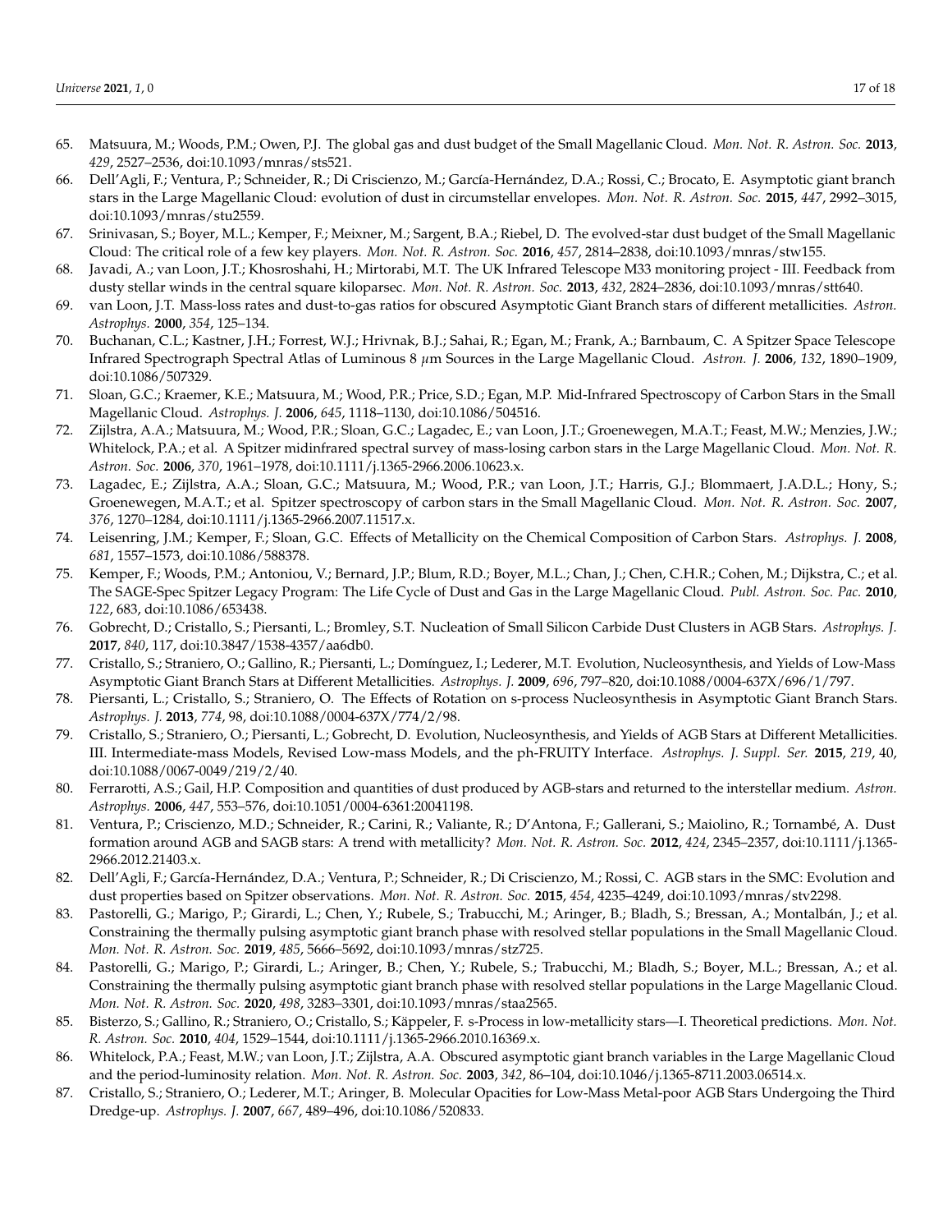65. Matsuura, M.; Woods, P.M.; Owen, P.J. The global gas and dust budget of the Small Magellanic Cloud. *Mon. Not. R. Astron. Soc.* **2013**, *429*, 2527–2536, doi:10.1093/mnras/sts521.
66. Dell'Agli, F.; Ventura, P.; Schneider, R.; Di Criscienzo, M.; García-Hernández, D.A.; Rossi, C.; Brocato, E. Asymptotic giant branch stars in the Large Magellanic Cloud: evolution of dust in circumstellar envelopes. *Mon. Not. R. Astron. Soc.* **2015**, *447*, 2992–3015, doi:10.1093/mnras/stu2559.
67. Srinivasan, S.; Boyer, M.L.; Kemper, F.; Meixner, M.; Sargent, B.A.; Riebel, D. The evolved-star dust budget of the Small Magellanic Cloud: The critical role of a few key players. *Mon. Not. R. Astron. Soc.* **2016**, *457*, 2814–2838, doi:10.1093/mnras/stw155.
68. Javadi, A.; van Loon, J.T.; Khosroshahi, H.; Mirtorabi, M.T. The UK Infrared Telescope M33 monitoring project - III. Feedback from dusty stellar winds in the central square kiloparsec. *Mon. Not. R. Astron. Soc.* **2013**, *432*, 2824–2836, doi:10.1093/mnras/stt640.
69. van Loon, J.T. Mass-loss rates and dust-to-gas ratios for obscured Asymptotic Giant Branch stars of different metallicities. *Astron. Astrophys.* **2000**, *354*, 125–134.
70. Buchanan, C.L.; Kastner, J.H.; Forrest, W.J.; Hrivnak, B.J.; Sahai, R.; Egan, M.; Frank, A.; Barnbaum, C. A Spitzer Space Telescope Infrared Spectrograph Spectral Atlas of Luminous 8 $\mu$m Sources in the Large Magellanic Cloud. *Astron. J.* **2006**, *132*, 1890–1909, doi:10.1086/507329.
71. Sloan, G.C.; Kraemer, K.E.; Matsuura, M.; Wood, P.R.; Price, S.D.; Egan, M.P. Mid-Infrared Spectroscopy of Carbon Stars in the Small Magellanic Cloud. *Astrophys. J.* **2006**, *645*, 1118–1130, doi:10.1086/504516.
72. Zijlstra, A.A.; Matsuura, M.; Wood, P.R.; Sloan, G.C.; Lagadec, E.; van Loon, J.T.; Groenewegen, M.A.T.; Feast, M.W.; Menzies, J.W.; Whitelock, P.A.; et al. A Spitzer midinfrared spectral survey of mass-losing carbon stars in the Large Magellanic Cloud. *Mon. Not. R. Astron. Soc.* **2006**, *370*, 1961–1978, doi:10.1111/j.1365-2966.2006.10623.x.
73. Lagadec, E.; Zijlstra, A.A.; Sloan, G.C.; Matsuura, M.; Wood, P.R.; van Loon, J.T.; Harris, G.J.; Blommaert, J.A.D.L.; Hony, S.; Groenewegen, M.A.T.; et al. Spitzer spectroscopy of carbon stars in the Small Magellanic Cloud. *Mon. Not. R. Astron. Soc.* **2007**, *376*, 1270–1284, doi:10.1111/j.1365-2966.2007.11517.x.
74. Leisenring, J.M.; Kemper, F.; Sloan, G.C. Effects of Metallicity on the Chemical Composition of Carbon Stars. *Astrophys. J.* **2008**, *681*, 1557–1573, doi:10.1086/588378.
75. Kemper, F.; Woods, P.M.; Antoniou, V.; Bernard, J.P.; Blum, R.D.; Boyer, M.L.; Chan, J.; Chen, C.H.R.; Cohen, M.; Dijkstra, C.; et al. The SAGE-Spec Spitzer Legacy Program: The Life Cycle of Dust and Gas in the Large Magellanic Cloud. *Publ. Astron. Soc. Pac.* **2010**, *122*, 683, doi:10.1086/653438.
76. Gobrecht, D.; Cristallo, S.; Piersanti, L.; Bromley, S.T. Nucleation of Small Silicon Carbide Dust Clusters in AGB Stars. *Astrophys. J.* **2017**, *840*, 117, doi:10.3847/1538-4357/aa6db0.
77. Cristallo, S.; Straniero, O.; Gallino, R.; Piersanti, L.; Domínguez, I.; Lederer, M.T. Evolution, Nucleosynthesis, and Yields of Low-Mass Asymptotic Giant Branch Stars at Different Metallicities. *Astrophys. J.* **2009**, *696*, 797–820, doi:10.1088/0004-637X/696/1/797.
78. Piersanti, L.; Cristallo, S.; Straniero, O. The Effects of Rotation on s-process Nucleosynthesis in Asymptotic Giant Branch Stars. *Astrophys. J.* **2013**, *774*, 98, doi:10.1088/0004-637X/774/2/98.
79. Cristallo, S.; Straniero, O.; Piersanti, L.; Gobrecht, D. Evolution, Nucleosynthesis, and Yields of AGB Stars at Different Metallicities. III. Intermediate-mass Models, Revised Low-mass Models, and the ph-FRUITY Interface. *Astrophys. J. Suppl. Ser.* **2015**, *219*, 40, doi:10.1088/0067-0049/219/2/40.
80. Ferrarotti, A.S.; Gail, H.P. Composition and quantities of dust produced by AGB-stars and returned to the interstellar medium. *Astron. Astrophys.* **2006**, *447*, 553–576, doi:10.1051/0004-6361:20041198.
81. Ventura, P.; Criscienzo, M.D.; Schneider, R.; Carini, R.; Valiante, R.; D'Antona, F.; Gallerani, S.; Maiolino, R.; Tornambé, A. Dust formation around AGB and SAGB stars: A trend with metallicity? *Mon. Not. R. Astron. Soc.* **2012**, *424*, 2345–2357, doi:10.1111/j.1365-2966.2012.21403.x.
82. Dell'Agli, F.; García-Hernández, D.A.; Ventura, P.; Schneider, R.; Di Criscienzo, M.; Rossi, C. AGB stars in the SMC: Evolution and dust properties based on Spitzer observations. *Mon. Not. R. Astron. Soc.* **2015**, *454*, 4235–4249, doi:10.1093/mnras/stv2298.
83. Pastorelli, G.; Marigo, P.; Girardi, L.; Chen, Y.; Rubele, S.; Trabucchi, M.; Aringer, B.; Bladh, S.; Bressan, A.; Montalbán, J.; et al. Constraining the thermally pulsing asymptotic giant branch phase with resolved stellar populations in the Small Magellanic Cloud. *Mon. Not. R. Astron. Soc.* **2019**, *485*, 5666–5692, doi:10.1093/mnras/stz725.
84. Pastorelli, G.; Marigo, P.; Girardi, L.; Aringer, B.; Chen, Y.; Rubele, S.; Trabucchi, M.; Bladh, S.; Boyer, M.L.; Bressan, A.; et al. Constraining the thermally pulsing asymptotic giant branch phase with resolved stellar populations in the Large Magellanic Cloud. *Mon. Not. R. Astron. Soc.* **2020**, *498*, 3283–3301, doi:10.1093/mnras/staa2565.
85. Bisterzo, S.; Gallino, R.; Straniero, O.; Cristallo, S.; Käppeler, F. s-Process in low-metallicity stars—I. Theoretical predictions. *Mon. Not. R. Astron. Soc.* **2010**, *404*, 1529–1544, doi:10.1111/j.1365-2966.2010.16369.x.
86. Whitelock, P.A.; Feast, M.W.; van Loon, J.T.; Zijlstra, A.A. Obscured asymptotic giant branch variables in the Large Magellanic Cloud and the period-luminosity relation. *Mon. Not. R. Astron. Soc.* **2003**, *342*, 86–104, doi:10.1046/j.1365-8711.2003.06514.x.
87. Cristallo, S.; Straniero, O.; Lederer, M.T.; Aringer, B. Molecular Opacities for Low-Mass Metal-poor AGB Stars Undergoing the Third Dredge-up. *Astrophys. J.* **2007**, *667*, 489–496, doi:10.1086/520833.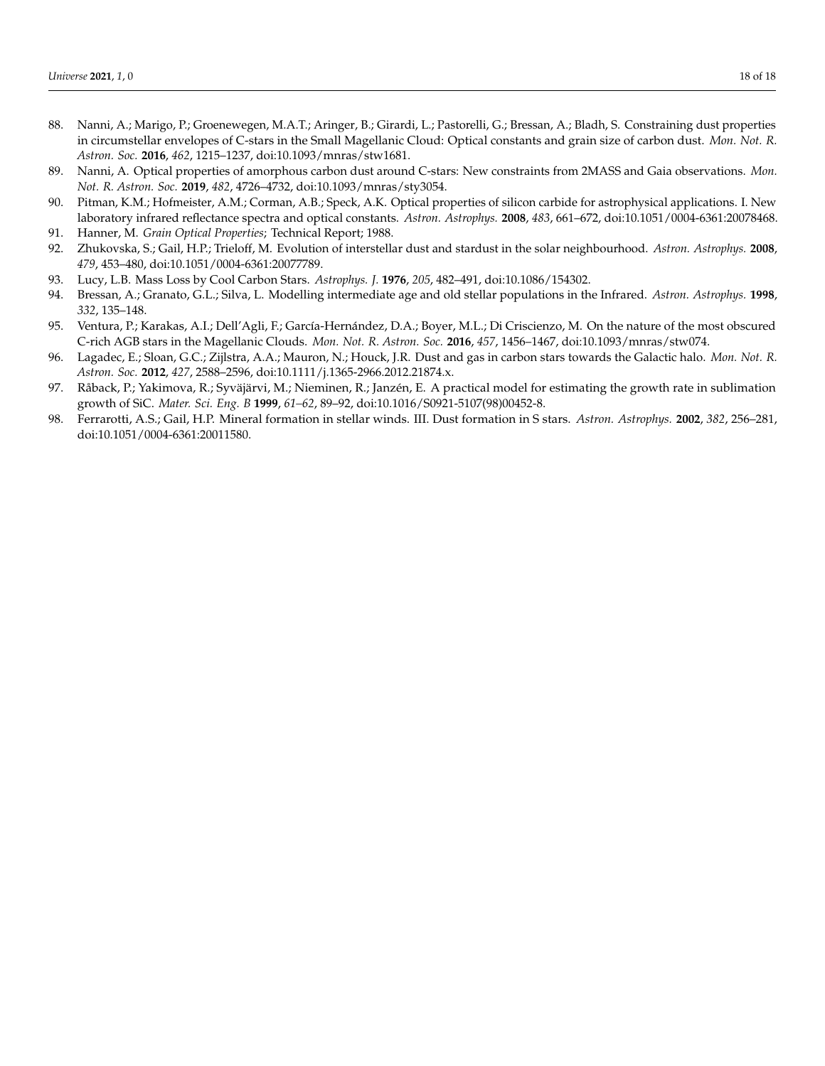88. Nanni, A.; Marigo, P.; Groenewegen, M.A.T.; Aringer, B.; Girardi, L.; Pastorelli, G.; Bressan, A.; Bladh, S. Constraining dust properties in circumstellar envelopes of C-stars in the Small Magellanic Cloud: Optical constants and grain size of carbon dust. *Mon. Not. R. Astron. Soc.* **2016**, *462*, 1215–1237, doi:10.1093/mnras/stw1681.
89. Nanni, A. Optical properties of amorphous carbon dust around C-stars: New constraints from 2MASS and Gaia observations. *Mon. Not. R. Astron. Soc.* **2019**, *482*, 4726–4732, doi:10.1093/mnras/sty3054.
90. Pitman, K.M.; Hofmeister, A.M.; Corman, A.B.; Speck, A.K. Optical properties of silicon carbide for astrophysical applications. I. New laboratory infrared reflectance spectra and optical constants. *Astron. Astrophys.* **2008**, *483*, 661–672, doi:10.1051/0004-6361:20078468.
91. Hanner, M. *Grain Optical Properties*; Technical Report; 1988.
92. Zhukovska, S.; Gail, H.P.; Trieloff, M. Evolution of interstellar dust and stardust in the solar neighbourhood. *Astron. Astrophys.* **2008**, *479*, 453–480, doi:10.1051/0004-6361:20077789.
93. Lucy, L.B. Mass Loss by Cool Carbon Stars. *Astrophys. J.* **1976**, *205*, 482–491, doi:10.1086/154302.
94. Bressan, A.; Granato, G.L.; Silva, L. Modelling intermediate age and old stellar populations in the Infrared. *Astron. Astrophys.* **1998**, *332*, 135–148.
95. Ventura, P.; Karakas, A.I.; Dell'Agli, F.; García-Hernández, D.A.; Boyer, M.L.; Di Criscienzo, M. On the nature of the most obscured C-rich AGB stars in the Magellanic Clouds. *Mon. Not. R. Astron. Soc.* **2016**, *457*, 1456–1467, doi:10.1093/mnras/stw074.
96. Lagadec, E.; Sloan, G.C.; Zijlstra, A.A.; Mauron, N.; Houck, J.R. Dust and gas in carbon stars towards the Galactic halo. *Mon. Not. R. Astron. Soc.* **2012**, *427*, 2588–2596, doi:10.1111/j.1365-2966.2012.21874.x.
97. Råback, P.; Yakimova, R.; Syväjärvi, M.; Nieminen, R.; Janzén, E. A practical model for estimating the growth rate in sublimation growth of SiC. *Mater. Sci. Eng. B* **1999**, *61–62*, 89–92, doi:10.1016/S0921-5107(98)00452-8.
98. Ferrarotti, A.S.; Gail, H.P. Mineral formation in stellar winds. III. Dust formation in S stars. *Astron. Astrophys.* **2002**, *382*, 256–281, doi:10.1051/0004-6361:20011580.